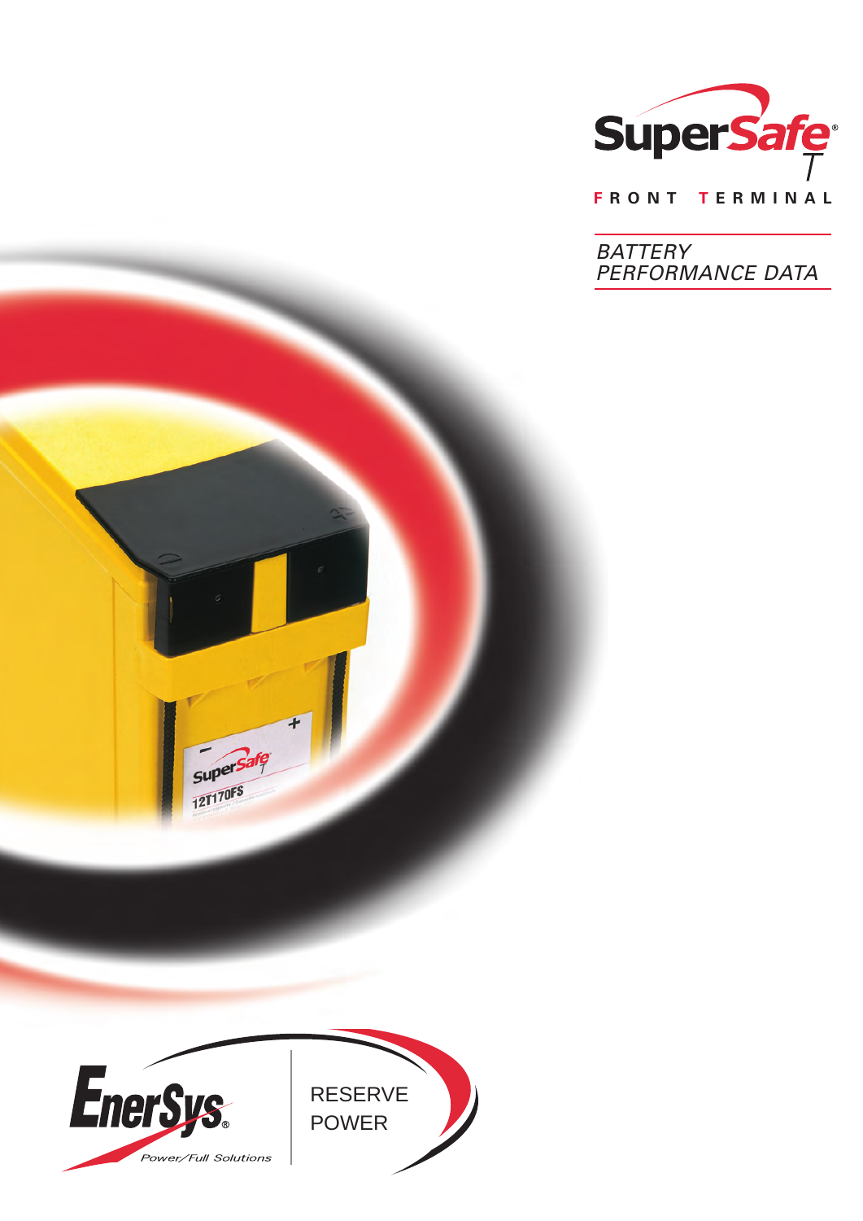# SuperSafe T

**FRONT TERMINAL**

## *BATTERY PERFORMANCE DATA*

EnerSys® Power/Full Solutions

RESERVE POWER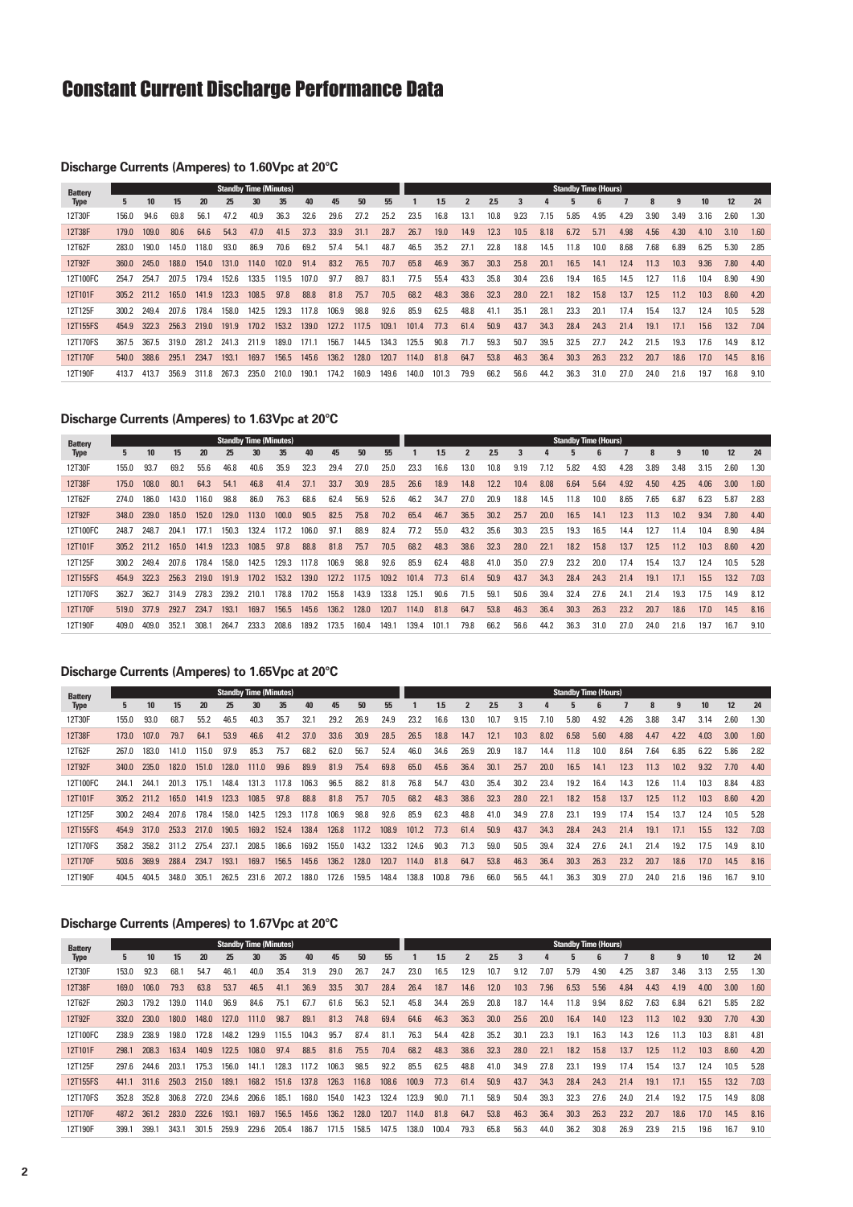# Constant Current Discharge Performance Data

## Discharge Currents (Amperes) to 1.60Vpc at 20°C

| Battery Type | Standby Time (Minutes) | | | | | | | | | | | Standby Time (Hours) | | | | | | | | | | | | | | |
|---|---|---|---|---|---|---|---|---|---|---|---|---|---|---|---|---|---|---|---|---|---|---|---|---|---|---|
| | 5 | 10 | 15 | 20 | 25 | 30 | 35 | 40 | 45 | 50 | 55 | 1 | 1.5 | 2 | 2.5 | 3 | 4 | 5 | 6 | 7 | 8 | 9 | 10 | 12 | 24 |
| 12T30F | 156.0 | 94.6 | 69.8 | 56.1 | 47.2 | 40.9 | 36.3 | 32.6 | 29.6 | 27.2 | 25.2 | 23.5 | 16.8 | 13.1 | 10.8 | 9.23 | 7.15 | 5.85 | 4.95 | 4.29 | 3.90 | 3.49 | 3.16 | 2.60 | 1.30 |
| 12T38F | 179.0 | 109.0 | 80.6 | 64.6 | 54.3 | 47.0 | 41.5 | 37.3 | 33.9 | 31.1 | 28.7 | 26.7 | 19.0 | 14.9 | 12.3 | 10.5 | 8.18 | 6.72 | 5.71 | 4.98 | 4.56 | 4.30 | 4.10 | 3.10 | 1.60 |
| 12T62F | 283.0 | 190.0 | 145.0 | 118.0 | 93.0 | 86.9 | 70.6 | 69.2 | 57.4 | 54.1 | 48.7 | 46.5 | 35.2 | 27.1 | 22.8 | 18.8 | 14.5 | 11.8 | 10.0 | 8.68 | 7.68 | 6.89 | 6.25 | 5.30 | 2.85 |
| 12T92F | 360.0 | 245.0 | 188.0 | 154.0 | 131.0 | 114.0 | 102.0 | 91.4 | 83.2 | 76.5 | 70.7 | 65.8 | 46.9 | 36.7 | 30.3 | 25.8 | 20.1 | 16.5 | 14.1 | 12.4 | 11.3 | 10.3 | 9.36 | 7.80 | 4.40 |
| 12T100FC | 254.7 | 254.7 | 207.5 | 179.4 | 152.6 | 133.5 | 119.5 | 107.0 | 97.7 | 89.7 | 83.1 | 77.5 | 55.4 | 43.3 | 35.8 | 30.4 | 23.6 | 19.4 | 16.5 | 14.5 | 12.7 | 11.6 | 10.4 | 8.90 | 4.90 |
| 12T101F | 305.2 | 211.2 | 165.0 | 141.9 | 123.3 | 108.5 | 97.8 | 88.8 | 81.8 | 75.7 | 70.5 | 68.2 | 48.3 | 38.6 | 32.3 | 28.0 | 22.1 | 18.2 | 15.8 | 13.7 | 12.5 | 11.2 | 10.3 | 8.60 | 4.20 |
| 12T125F | 300.2 | 249.4 | 207.6 | 178.4 | 158.0 | 142.5 | 129.3 | 117.8 | 106.9 | 98.8 | 92.6 | 85.9 | 62.5 | 48.8 | 41.1 | 35.1 | 28.1 | 23.3 | 20.1 | 17.4 | 15.4 | 13.7 | 12.4 | 10.5 | 5.28 |
| 12T155FS | 454.9 | 322.3 | 256.3 | 219.0 | 191.9 | 170.2 | 153.2 | 139.0 | 127.2 | 117.5 | 109.1 | 101.4 | 77.3 | 61.4 | 50.9 | 43.7 | 34.3 | 28.4 | 24.3 | 21.4 | 19.1 | 17.1 | 15.6 | 13.2 | 7.04 |
| 12T170FS | 367.5 | 367.5 | 319.0 | 281.2 | 241.3 | 211.9 | 189.0 | 171.1 | 156.7 | 144.5 | 134.3 | 125.5 | 90.8 | 71.7 | 59.3 | 50.7 | 39.5 | 32.5 | 27.7 | 24.2 | 21.5 | 19.3 | 17.6 | 14.9 | 8.12 |
| 12T170F | 540.0 | 388.6 | 295.1 | 234.7 | 193.1 | 169.7 | 156.5 | 145.6 | 136.2 | 128.0 | 120.7 | 114.0 | 81.8 | 64.7 | 53.8 | 46.3 | 36.4 | 30.3 | 26.3 | 23.2 | 20.7 | 18.6 | 17.0 | 14.5 | 8.16 |
| 12T190F | 413.7 | 413.7 | 356.9 | 311.8 | 267.3 | 235.0 | 210.0 | 190.1 | 174.2 | 160.9 | 149.6 | 140.0 | 101.3 | 79.9 | 66.2 | 56.6 | 44.2 | 36.3 | 31.0 | 27.0 | 24.0 | 21.6 | 19.7 | 16.8 | 9.10 |

## Discharge Currents (Amperes) to 1.63Vpc at 20°C

| Battery Type | Standby Time (Minutes) | | | | | | | | | | | Standby Time (Hours) | | | | | | | | | | | | | | |
|---|---|---|---|---|---|---|---|---|---|---|---|---|---|---|---|---|---|---|---|---|---|---|---|---|---|---|
| | 5 | 10 | 15 | 20 | 25 | 30 | 35 | 40 | 45 | 50 | 55 | 1 | 1.5 | 2 | 2.5 | 3 | 4 | 5 | 6 | 7 | 8 | 9 | 10 | 12 | 24 |
| 12T30F | 155.0 | 93.7 | 69.2 | 55.6 | 46.8 | 40.6 | 35.9 | 32.3 | 29.4 | 27.0 | 25.0 | 23.3 | 16.6 | 13.0 | 10.8 | 9.19 | 7.12 | 5.82 | 4.93 | 4.28 | 3.89 | 3.48 | 3.15 | 2.60 | 1.30 |
| 12T38F | 175.0 | 108.0 | 80.1 | 64.3 | 54.1 | 46.8 | 41.4 | 37.1 | 33.7 | 30.9 | 28.5 | 26.6 | 18.9 | 14.8 | 12.2 | 10.4 | 8.08 | 6.64 | 5.64 | 4.92 | 4.50 | 4.25 | 4.06 | 3.00 | 1.60 |
| 12T62F | 274.0 | 186.0 | 143.0 | 116.0 | 98.8 | 86.0 | 76.3 | 68.6 | 62.4 | 56.9 | 52.6 | 46.2 | 34.7 | 27.0 | 20.9 | 18.8 | 14.5 | 11.8 | 10.0 | 8.65 | 7.65 | 6.87 | 6.23 | 5.87 | 2.83 |
| 12T92F | 348.0 | 239.0 | 185.0 | 152.0 | 129.0 | 113.0 | 100.0 | 90.5 | 82.5 | 75.8 | 70.2 | 65.4 | 46.7 | 36.5 | 30.2 | 25.7 | 20.0 | 16.5 | 14.1 | 12.3 | 11.3 | 10.2 | 9.34 | 7.80 | 4.40 |
| 12T100FC | 248.7 | 248.7 | 204.1 | 177.1 | 150.3 | 132.4 | 117.2 | 106.0 | 97.1 | 88.9 | 82.4 | 77.2 | 55.0 | 43.2 | 35.6 | 30.3 | 23.5 | 19.3 | 16.5 | 14.4 | 12.7 | 11.4 | 10.4 | 8.90 | 4.84 |
| 12T101F | 305.2 | 211.2 | 165.0 | 141.9 | 123.3 | 108.5 | 97.8 | 88.8 | 81.8 | 75.7 | 70.5 | 68.2 | 48.3 | 38.6 | 32.3 | 28.0 | 22.1 | 18.2 | 15.8 | 13.7 | 12.5 | 11.2 | 10.3 | 8.60 | 4.20 |
| 12T125F | 300.2 | 249.4 | 207.6 | 178.4 | 158.0 | 142.5 | 129.3 | 117.8 | 106.9 | 98.8 | 92.6 | 85.9 | 62.4 | 48.8 | 41.0 | 35.0 | 27.9 | 23.2 | 20.0 | 17.4 | 15.4 | 13.7 | 12.4 | 10.5 | 5.28 |
| 12T155FS | 454.9 | 322.3 | 256.3 | 219.0 | 191.9 | 170.2 | 153.2 | 139.0 | 127.2 | 117.5 | 109.2 | 101.4 | 77.3 | 61.4 | 50.9 | 43.7 | 34.3 | 28.4 | 24.3 | 21.4 | 19.1 | 17.1 | 15.5 | 13.2 | 7.03 |
| 12T170FS | 362.7 | 362.7 | 314.9 | 278.3 | 239.2 | 210.1 | 178.8 | 170.2 | 155.8 | 143.9 | 133.8 | 125.1 | 90.6 | 71.5 | 59.1 | 50.6 | 39.4 | 32.4 | 27.6 | 24.1 | 21.4 | 19.3 | 17.5 | 14.9 | 8.12 |
| 12T170F | 519.0 | 377.9 | 292.7 | 234.7 | 193.1 | 169.7 | 156.5 | 145.6 | 136.2 | 128.0 | 120.7 | 114.0 | 81.8 | 64.7 | 53.8 | 46.3 | 36.4 | 30.3 | 26.3 | 23.2 | 20.7 | 18.6 | 17.0 | 14.5 | 8.16 |
| 12T190F | 409.0 | 409.0 | 352.1 | 308.1 | 264.7 | 233.3 | 208.6 | 189.2 | 173.5 | 160.4 | 149.1 | 139.4 | 101.1 | 79.8 | 66.2 | 56.6 | 44.2 | 36.3 | 31.0 | 27.0 | 24.0 | 21.6 | 19.7 | 16.7 | 9.10 |

## Discharge Currents (Amperes) to 1.65Vpc at 20°C

| Battery Type | Standby Time (Minutes) | | | | | | | | | | | Standby Time (Hours) | | | | | | | | | | | | | | |
|---|---|---|---|---|---|---|---|---|---|---|---|---|---|---|---|---|---|---|---|---|---|---|---|---|---|---|
| | 5 | 10 | 15 | 20 | 25 | 30 | 35 | 40 | 45 | 50 | 55 | 1 | 1.5 | 2 | 2.5 | 3 | 4 | 5 | 6 | 7 | 8 | 9 | 10 | 12 | 24 |
| 12T30F | 155.0 | 93.0 | 68.7 | 55.2 | 46.5 | 40.3 | 35.7 | 32.1 | 29.2 | 26.9 | 24.9 | 23.2 | 16.6 | 13.0 | 10.7 | 9.15 | 7.10 | 5.80 | 4.92 | 4.26 | 3.88 | 3.47 | 3.14 | 2.60 | 1.30 |
| 12T38F | 173.0 | 107.0 | 79.7 | 64.1 | 53.9 | 46.6 | 41.2 | 37.0 | 33.6 | 30.9 | 28.5 | 26.5 | 18.8 | 14.7 | 12.1 | 10.3 | 8.02 | 6.58 | 5.60 | 4.88 | 4.47 | 4.22 | 4.03 | 3.00 | 1.60 |
| 12T62F | 267.0 | 183.0 | 141.0 | 115.0 | 97.9 | 85.3 | 75.7 | 68.2 | 62.0 | 56.7 | 52.4 | 46.0 | 34.6 | 26.9 | 20.9 | 18.7 | 14.4 | 11.8 | 10.0 | 8.64 | 7.64 | 6.85 | 6.22 | 5.86 | 2.82 |
| 12T92F | 340.0 | 235.0 | 182.0 | 151.0 | 128.0 | 111.0 | 99.6 | 89.9 | 81.9 | 75.4 | 69.8 | 65.0 | 45.6 | 36.4 | 30.1 | 25.7 | 20.0 | 16.5 | 14.1 | 12.3 | 11.3 | 10.2 | 9.32 | 7.70 | 4.40 |
| 12T100FC | 244.1 | 244.1 | 201.3 | 175.1 | 148.4 | 131.3 | 117.8 | 106.3 | 96.5 | 88.2 | 81.8 | 76.8 | 54.7 | 43.0 | 35.4 | 30.2 | 23.4 | 19.2 | 16.4 | 14.3 | 12.6 | 11.4 | 10.3 | 8.84 | 4.83 |
| 12T101F | 305.2 | 211.2 | 165.0 | 141.9 | 123.3 | 108.5 | 97.8 | 88.8 | 81.8 | 75.7 | 70.5 | 68.2 | 48.3 | 38.6 | 32.3 | 28.0 | 22.1 | 18.2 | 15.8 | 13.7 | 12.5 | 11.2 | 10.3 | 8.60 | 4.20 |
| 12T125F | 300.2 | 249.4 | 207.6 | 178.4 | 158.0 | 142.5 | 129.3 | 117.8 | 106.9 | 98.8 | 92.6 | 85.9 | 62.3 | 48.8 | 41.0 | 34.9 | 27.8 | 23.1 | 19.9 | 17.4 | 15.4 | 13.7 | 12.4 | 10.5 | 5.28 |
| 12T155FS | 454.9 | 317.0 | 253.3 | 217.0 | 190.5 | 169.2 | 152.4 | 138.4 | 126.8 | 117.2 | 108.9 | 101.2 | 77.3 | 61.4 | 50.9 | 43.7 | 34.3 | 28.4 | 24.3 | 21.4 | 19.1 | 17.1 | 15.5 | 13.2 | 7.03 |
| 12T170FS | 358.2 | 358.2 | 311.2 | 275.4 | 237.1 | 208.5 | 186.6 | 169.2 | 155.0 | 143.2 | 133.2 | 124.6 | 90.3 | 71.3 | 59.0 | 50.5 | 39.4 | 32.4 | 27.6 | 24.1 | 21.4 | 19.2 | 17.5 | 14.9 | 8.10 |
| 12T170F | 503.6 | 369.9 | 288.4 | 234.7 | 193.1 | 169.7 | 156.5 | 145.6 | 136.2 | 128.0 | 120.7 | 114.0 | 81.8 | 64.7 | 53.8 | 46.3 | 36.4 | 30.3 | 26.3 | 23.2 | 20.7 | 18.6 | 17.0 | 14.5 | 8.16 |
| 12T190F | 404.5 | 404.5 | 348.0 | 305.1 | 262.5 | 231.6 | 207.2 | 188.0 | 172.6 | 159.5 | 148.4 | 138.8 | 100.8 | 79.6 | 66.0 | 56.5 | 44.1 | 36.3 | 30.9 | 27.0 | 24.0 | 21.6 | 19.6 | 16.7 | 9.10 |

## Discharge Currents (Amperes) to 1.67Vpc at 20°C

| Battery Type | Standby Time (Minutes) | | | | | | | | | | | Standby Time (Hours) | | | | | | | | | | | | | | |
|---|---|---|---|---|---|---|---|---|---|---|---|---|---|---|---|---|---|---|---|---|---|---|---|---|---|---|
| | 5 | 10 | 15 | 20 | 25 | 30 | 35 | 40 | 45 | 50 | 55 | 1 | 1.5 | 2 | 2.5 | 3 | 4 | 5 | 6 | 7 | 8 | 9 | 10 | 12 | 24 |
| 12T30F | 153.0 | 92.3 | 68.1 | 54.7 | 46.1 | 40.0 | 35.4 | 31.9 | 29.0 | 26.7 | 24.7 | 23.0 | 16.5 | 12.9 | 10.7 | 9.12 | 7.07 | 5.79 | 4.90 | 4.25 | 3.87 | 3.46 | 3.13 | 2.55 | 1.30 |
| 12T38F | 169.0 | 106.0 | 79.3 | 63.8 | 53.7 | 46.5 | 41.1 | 36.9 | 33.5 | 30.7 | 28.4 | 26.4 | 18.7 | 14.6 | 12.0 | 10.3 | 7.96 | 6.53 | 5.56 | 4.84 | 4.43 | 4.19 | 4.00 | 3.00 | 1.60 |
| 12T62F | 260.3 | 179.2 | 139.0 | 114.0 | 96.9 | 84.6 | 75.1 | 67.7 | 61.6 | 56.3 | 52.1 | 45.8 | 34.4 | 26.9 | 20.8 | 18.7 | 14.4 | 11.8 | 9.94 | 8.62 | 7.63 | 6.84 | 6.21 | 5.85 | 2.82 |
| 12T92F | 332.0 | 230.0 | 180.0 | 148.0 | 127.0 | 111.0 | 98.7 | 89.1 | 81.3 | 74.8 | 69.4 | 64.6 | 46.3 | 36.3 | 30.0 | 25.6 | 20.0 | 16.4 | 14.0 | 12.3 | 11.3 | 10.2 | 9.30 | 7.70 | 4.30 |
| 12T100FC | 238.9 | 238.9 | 198.0 | 172.8 | 148.2 | 129.9 | 115.5 | 104.3 | 95.7 | 87.4 | 81.1 | 76.3 | 54.4 | 42.8 | 35.2 | 30.1 | 23.3 | 19.1 | 16.3 | 14.3 | 12.6 | 11.3 | 10.3 | 8.81 | 4.81 |
| 12T101F | 298.1 | 208.3 | 163.4 | 140.9 | 122.5 | 108.0 | 97.4 | 88.5 | 81.6 | 75.5 | 70.4 | 68.2 | 48.3 | 38.6 | 32.3 | 28.0 | 22.1 | 18.2 | 15.8 | 13.7 | 12.5 | 11.2 | 10.3 | 8.60 | 4.20 |
| 12T125F | 297.6 | 244.6 | 203.1 | 175.3 | 156.0 | 141.1 | 128.3 | 117.2 | 106.3 | 98.5 | 92.2 | 85.5 | 62.5 | 48.8 | 41.0 | 34.9 | 27.8 | 23.1 | 19.9 | 17.4 | 15.4 | 13.7 | 12.4 | 10.5 | 5.28 |
| 12T155FS | 441.1 | 311.6 | 250.3 | 215.0 | 189.1 | 168.2 | 151.6 | 137.8 | 126.3 | 116.8 | 108.6 | 100.9 | 77.3 | 61.4 | 50.9 | 43.7 | 34.3 | 28.4 | 24.3 | 21.4 | 19.1 | 17.1 | 15.5 | 13.2 | 7.03 |
| 12T170FS | 352.8 | 352.8 | 306.8 | 272.0 | 234.6 | 206.6 | 185.1 | 168.0 | 154.0 | 142.3 | 132.4 | 123.9 | 90.0 | 71.1 | 58.9 | 50.4 | 39.3 | 32.3 | 27.6 | 24.0 | 21.4 | 19.2 | 17.5 | 14.9 | 8.08 |
| 12T170F | 487.2 | 361.2 | 283.0 | 232.6 | 193.1 | 169.7 | 156.5 | 145.6 | 136.2 | 128.0 | 120.7 | 114.0 | 81.8 | 64.7 | 53.8 | 46.3 | 36.4 | 30.3 | 26.3 | 23.2 | 20.7 | 18.6 | 17.0 | 14.5 | 8.16 |
| 12T190F | 399.1 | 399.1 | 343.1 | 301.5 | 259.9 | 229.6 | 205.4 | 186.7 | 171.5 | 158.5 | 147.5 | 138.0 | 100.4 | 79.3 | 65.8 | 56.3 | 44.0 | 36.2 | 30.8 | 26.9 | 23.9 | 21.5 | 19.6 | 16.7 | 9.10 |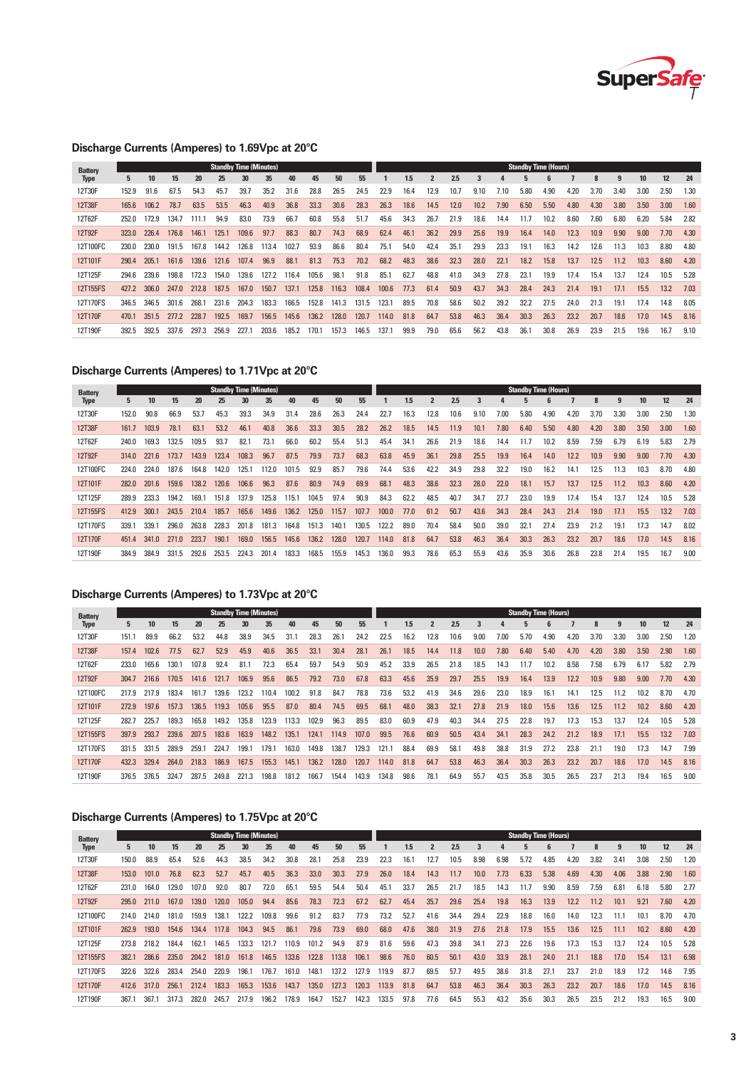## Discharge Currents (Amperes) to 1.69Vpc at 20°C

| Battery Type | Standby Time (Minutes) | | | | | | | | | | | Standby Time (Hours) | | | | | | | | | | | | | | |
|---|---|---|---|---|---|---|---|---|---|---|---|---|---|---|---|---|---|---|---|---|---|---|---|---|---|---|
| | 5 | 10 | 15 | 20 | 25 | 30 | 35 | 40 | 45 | 50 | 55 | 1 | 1.5 | 2 | 2.5 | 3 | 4 | 5 | 6 | 7 | 8 | 9 | 10 | 12 | 24 |
| 12T30F | 152.9 | 91.6 | 67.5 | 54.3 | 45.7 | 39.7 | 35.2 | 31.6 | 28.8 | 26.5 | 24.5 | 22.9 | 16.4 | 12.9 | 10.7 | 9.10 | 7.10 | 5.80 | 4.90 | 4.20 | 3.70 | 3.40 | 3.00 | 2.50 | 1.30 |
| 12T38F | 165.6 | 106.2 | 78.7 | 63.5 | 53.5 | 46.3 | 40.9 | 36.8 | 33.3 | 30.6 | 28.3 | 26.3 | 18.6 | 14.5 | 12.0 | 10.2 | 7.90 | 6.50 | 5.50 | 4.80 | 4.30 | 3.80 | 3.50 | 3.00 | 1.60 |
| 12T62F | 252.0 | 172.9 | 134.7 | 111.1 | 94.9 | 83.0 | 73.9 | 66.7 | 60.8 | 55.8 | 51.7 | 45.6 | 34.3 | 26.7 | 21.9 | 18.6 | 14.4 | 11.7 | 10.2 | 8.60 | 7.60 | 6.80 | 6.20 | 5.84 | 2.82 |
| 12T92F | 323.0 | 226.4 | 176.8 | 146.1 | 125.1 | 109.6 | 97.7 | 88.3 | 80.7 | 74.3 | 68.9 | 62.4 | 46.1 | 36.2 | 29.9 | 25.6 | 19.9 | 16.4 | 14.0 | 12.3 | 10.9 | 9.90 | 9.00 | 7.70 | 4.30 |
| 12T100FC | 230.0 | 230.0 | 191.5 | 167.8 | 144.2 | 126.8 | 113.4 | 102.7 | 93.9 | 86.6 | 80.4 | 75.1 | 54.0 | 42.4 | 35.1 | 29.9 | 23.3 | 19.1 | 16.3 | 14.2 | 12.6 | 11.3 | 10.3 | 8.80 | 4.80 |
| 12T101F | 290.4 | 205.1 | 161.6 | 139.6 | 121.6 | 107.4 | 96.9 | 88.1 | 81.3 | 75.3 | 70.2 | 68.2 | 48.3 | 38.6 | 32.3 | 28.0 | 22.1 | 18.2 | 15.8 | 13.7 | 12.5 | 11.2 | 10.3 | 8.60 | 4.20 |
| 12T125F | 294.6 | 239.6 | 198.8 | 172.3 | 154.0 | 139.6 | 127.2 | 116.4 | 105.6 | 98.1 | 91.8 | 85.1 | 62.7 | 48.8 | 41.0 | 34.9 | 27.8 | 23.1 | 19.9 | 17.4 | 15.4 | 13.7 | 12.4 | 10.5 | 5.28 |
| 12T155FS | 427.2 | 306.0 | 247.0 | 212.8 | 187.5 | 167.0 | 150.7 | 137.1 | 125.8 | 116.3 | 108.4 | 100.6 | 77.3 | 61.4 | 50.9 | 43.7 | 34.3 | 28.4 | 24.3 | 21.4 | 19.1 | 17.1 | 15.5 | 13.2 | 7.03 |
| 12T170FS | 346.5 | 346.5 | 301.6 | 268.1 | 231.6 | 204.3 | 183.3 | 166.5 | 152.8 | 141.3 | 131.5 | 123.1 | 89.5 | 70.8 | 58.6 | 50.2 | 39.2 | 32.2 | 27.5 | 24.0 | 21.3 | 19.1 | 17.4 | 14.8 | 8.05 |
| 12T170F | 470.1 | 351.5 | 277.2 | 228.7 | 192.5 | 169.7 | 156.5 | 145.6 | 136.2 | 128.0 | 120.7 | 114.0 | 81.8 | 64.7 | 53.8 | 46.3 | 36.4 | 30.3 | 26.3 | 23.2 | 20.7 | 18.6 | 17.0 | 14.5 | 8.16 |
| 12T190F | 392.5 | 392.5 | 337.6 | 297.3 | 256.9 | 227.1 | 203.6 | 185.2 | 170.1 | 157.3 | 146.5 | 137.1 | 99.9 | 79.0 | 65.6 | 56.2 | 43.8 | 36.1 | 30.8 | 26.9 | 23.9 | 21.5 | 19.6 | 16.7 | 9.10 |

## Discharge Currents (Amperes) to 1.71Vpc at 20°C

| Battery Type | Standby Time (Minutes) | | | | | | | | | | | Standby Time (Hours) | | | | | | | | | | | | | | |
|---|---|---|---|---|---|---|---|---|---|---|---|---|---|---|---|---|---|---|---|---|---|---|---|---|---|---|
| | 5 | 10 | 15 | 20 | 25 | 30 | 35 | 40 | 45 | 50 | 55 | 1 | 1.5 | 2 | 2.5 | 3 | 4 | 5 | 6 | 7 | 8 | 9 | 10 | 12 | 24 |
| 12T30F | 152.0 | 90.8 | 66.9 | 53.7 | 45.3 | 39.3 | 34.9 | 31.4 | 28.6 | 26.3 | 24.4 | 22.7 | 16.3 | 12.8 | 10.6 | 9.10 | 7.00 | 5.80 | 4.90 | 4.20 | 3.70 | 3.30 | 3.00 | 2.50 | 1.30 |
| 12T38F | 161.7 | 103.9 | 78.1 | 63.1 | 53.2 | 46.1 | 40.8 | 36.6 | 33.3 | 30.5 | 28.2 | 26.2 | 18.5 | 14.5 | 11.9 | 10.1 | 7.80 | 6.40 | 5.50 | 4.80 | 4.20 | 3.80 | 3.50 | 3.00 | 1.60 |
| 12T62F | 240.0 | 169.3 | 132.5 | 109.5 | 93.7 | 82.1 | 73.1 | 66.0 | 60.2 | 55.4 | 51.3 | 45.4 | 34.1 | 26.6 | 21.9 | 18.6 | 14.4 | 11.7 | 10.2 | 8.59 | 7.59 | 6.79 | 6.19 | 5.83 | 2.79 |
| 12T92F | 314.0 | 221.6 | 173.7 | 143.9 | 123.4 | 108.3 | 96.7 | 87.5 | 79.9 | 73.7 | 68.3 | 63.8 | 45.9 | 36.1 | 29.8 | 25.5 | 19.9 | 16.4 | 14.0 | 12.2 | 10.9 | 9.90 | 9.00 | 7.70 | 4.30 |
| 12T100FC | 224.0 | 224.0 | 187.6 | 164.8 | 142.0 | 125.1 | 112.0 | 101.5 | 92.9 | 85.7 | 79.6 | 74.4 | 53.6 | 42.2 | 34.9 | 29.8 | 32.2 | 19.0 | 16.2 | 14.1 | 12.5 | 11.3 | 10.3 | 8.70 | 4.80 |
| 12T101F | 282.0 | 201.6 | 159.6 | 138.2 | 120.6 | 106.6 | 96.3 | 87.6 | 80.9 | 74.9 | 69.9 | 68.1 | 48.3 | 38.6 | 32.3 | 28.0 | 22.0 | 18.1 | 15.7 | 13.7 | 12.5 | 11.2 | 10.3 | 8.60 | 4.20 |
| 12T125F | 289.9 | 233.3 | 194.2 | 169.1 | 151.8 | 137.9 | 125.8 | 115.1 | 104.5 | 97.4 | 90.9 | 84.3 | 62.2 | 48.5 | 40.7 | 34.7 | 27.7 | 23.0 | 19.9 | 17.4 | 15.4 | 13.7 | 12.4 | 10.5 | 5.28 |
| 12T155FS | 412.9 | 300.1 | 243.5 | 210.4 | 185.7 | 165.6 | 149.6 | 136.2 | 125.0 | 115.7 | 107.7 | 100.0 | 77.0 | 61.2 | 50.7 | 43.6 | 34.3 | 28.4 | 24.3 | 21.4 | 19.0 | 17.1 | 15.5 | 13.2 | 7.03 |
| 12T170FS | 339.1 | 339.1 | 296.0 | 263.8 | 228.3 | 201.8 | 181.3 | 164.8 | 151.3 | 140.1 | 130.5 | 122.2 | 89.0 | 70.4 | 58.4 | 50.0 | 39.0 | 32.1 | 27.4 | 23.9 | 21.2 | 19.1 | 17.3 | 14.7 | 8.02 |
| 12T170F | 451.4 | 341.0 | 271.0 | 223.7 | 190.1 | 169.0 | 156.5 | 145.6 | 136.2 | 128.0 | 120.7 | 114.0 | 81.8 | 64.7 | 53.8 | 46.3 | 36.4 | 30.3 | 26.3 | 23.2 | 20.7 | 18.6 | 17.0 | 14.5 | 8.16 |
| 12T190F | 384.9 | 384.9 | 331.5 | 292.6 | 253.5 | 224.3 | 201.4 | 183.3 | 168.5 | 155.9 | 145.3 | 136.0 | 99.3 | 78.6 | 65.3 | 55.9 | 43.6 | 35.9 | 30.6 | 26.8 | 23.8 | 21.4 | 19.5 | 16.7 | 9.00 |

## Discharge Currents (Amperes) to 1.73Vpc at 20°C

| Battery Type | Standby Time (Minutes) | | | | | | | | | | | Standby Time (Hours) | | | | | | | | | | | | | | |
|---|---|---|---|---|---|---|---|---|---|---|---|---|---|---|---|---|---|---|---|---|---|---|---|---|---|---|
| | 5 | 10 | 15 | 20 | 25 | 30 | 35 | 40 | 45 | 50 | 55 | 1 | 1.5 | 2 | 2.5 | 3 | 4 | 5 | 6 | 7 | 8 | 9 | 10 | 12 | 24 |
| 12T30F | 151.1 | 89.9 | 66.2 | 53.2 | 44.8 | 38.9 | 34.5 | 31.1 | 28.3 | 26.1 | 24.2 | 22.5 | 16.2 | 12.8 | 10.6 | 9.00 | 7.00 | 5.70 | 4.90 | 4.20 | 3.70 | 3.30 | 3.00 | 2.50 | 1.20 |
| 12T38F | 157.4 | 102.6 | 77.5 | 62.7 | 52.9 | 45.9 | 40.6 | 36.5 | 33.1 | 30.4 | 28.1 | 26.1 | 18.5 | 14.4 | 11.8 | 10.0 | 7.80 | 6.40 | 5.40 | 4.70 | 4.20 | 3.80 | 3.50 | 2.90 | 1.60 |
| 12T62F | 233.0 | 165.6 | 130.1 | 107.8 | 92.4 | 81.1 | 72.3 | 65.4 | 59.7 | 54.9 | 50.9 | 45.2 | 33.9 | 26.5 | 21.8 | 18.5 | 14.3 | 11.7 | 10.2 | 8.58 | 7.58 | 6.79 | 6.17 | 5.82 | 2.79 |
| 12T92F | 304.7 | 216.6 | 170.5 | 141.6 | 121.7 | 106.9 | 95.6 | 86.5 | 79.2 | 73.0 | 67.8 | 63.3 | 45.6 | 35.9 | 29.7 | 25.5 | 19.9 | 16.4 | 13.9 | 12.2 | 10.9 | 9.80 | 9.00 | 7.70 | 4.30 |
| 12T100FC | 217.9 | 217.9 | 183.4 | 161.7 | 139.6 | 123.2 | 110.4 | 100.2 | 91.8 | 84.7 | 78.8 | 73.6 | 53.2 | 41.9 | 34.6 | 29.6 | 23.0 | 18.9 | 16.1 | 14.1 | 12.5 | 11.2 | 10.2 | 8.70 | 4.70 |
| 12T101F | 272.9 | 197.6 | 157.3 | 136.5 | 119.3 | 105.6 | 95.5 | 87.0 | 80.4 | 74.5 | 69.5 | 68.1 | 48.0 | 38.3 | 32.1 | 27.8 | 21.9 | 18.0 | 15.6 | 13.6 | 12.5 | 11.2 | 10.2 | 8.60 | 4.20 |
| 12T125F | 282.7 | 225.7 | 189.3 | 165.8 | 149.2 | 135.8 | 123.9 | 113.3 | 102.9 | 96.3 | 89.5 | 83.0 | 60.9 | 47.9 | 40.3 | 34.4 | 27.5 | 22.8 | 19.7 | 17.3 | 15.3 | 13.7 | 12.4 | 10.5 | 5.28 |
| 12T155FS | 397.9 | 293.7 | 239.6 | 207.5 | 183.6 | 163.9 | 148.2 | 135.1 | 124.1 | 114.9 | 107.0 | 99.5 | 76.6 | 60.9 | 50.5 | 43.4 | 34.1 | 28.3 | 24.2 | 21.2 | 18.9 | 17.1 | 15.5 | 13.2 | 7.03 |
| 12T170FS | 331.5 | 331.5 | 289.9 | 259.1 | 224.7 | 199.1 | 179.1 | 163.0 | 149.8 | 138.7 | 129.3 | 121.1 | 88.4 | 69.9 | 58.1 | 49.8 | 38.8 | 31.9 | 27.2 | 23.8 | 21.1 | 19.0 | 17.3 | 14.7 | 7.99 |
| 12T170F | 432.3 | 329.4 | 264.0 | 218.3 | 186.9 | 167.5 | 155.3 | 145.1 | 136.2 | 128.0 | 120.7 | 114.0 | 81.8 | 64.7 | 53.8 | 46.3 | 36.4 | 30.3 | 26.3 | 23.2 | 20.7 | 18.6 | 17.0 | 14.5 | 8.16 |
| 12T190F | 376.5 | 376.5 | 324.7 | 287.5 | 249.8 | 221.3 | 198.8 | 181.2 | 166.7 | 154.4 | 143.9 | 134.8 | 98.6 | 78.1 | 64.9 | 55.7 | 43.5 | 35.8 | 30.5 | 26.5 | 23.7 | 21.3 | 19.4 | 16.5 | 9.00 |

## Discharge Currents (Amperes) to 1.75Vpc at 20°C

| Battery Type | Standby Time (Minutes) | | | | | | | | | | | Standby Time (Hours) | | | | | | | | | | | | | | |
|---|---|---|---|---|---|---|---|---|---|---|---|---|---|---|---|---|---|---|---|---|---|---|---|---|---|---|
| | 5 | 10 | 15 | 20 | 25 | 30 | 35 | 40 | 45 | 50 | 55 | 1 | 1.5 | 2 | 2.5 | 3 | 4 | 5 | 6 | 7 | 8 | 9 | 10 | 12 | 24 |
| 12T30F | 150.0 | 88.9 | 65.4 | 52.6 | 44.3 | 38.5 | 34.2 | 30.8 | 28.1 | 25.8 | 23.9 | 22.3 | 16.1 | 12.7 | 10.5 | 8.98 | 6.98 | 5.72 | 4.85 | 4.20 | 3.82 | 3.41 | 3.08 | 2.50 | 1.20 |
| 12T38F | 153.0 | 101.0 | 76.8 | 62.3 | 52.7 | 45.7 | 40.5 | 36.3 | 33.0 | 30.3 | 27.9 | 26.0 | 18.4 | 14.3 | 11.7 | 10.0 | 7.73 | 6.33 | 5.38 | 4.69 | 4.30 | 4.06 | 3.88 | 2.90 | 1.60 |
| 12T62F | 231.0 | 164.0 | 129.0 | 107.0 | 92.0 | 80.7 | 72.0 | 65.1 | 59.5 | 54.4 | 50.4 | 45.1 | 33.7 | 26.5 | 21.7 | 18.5 | 14.3 | 11.7 | 9.90 | 8.59 | 7.59 | 6.81 | 6.18 | 5.80 | 2.77 |
| 12T92F | 295.0 | 211.0 | 167.0 | 139.0 | 120.0 | 105.0 | 94.4 | 85.6 | 78.3 | 72.3 | 67.2 | 62.7 | 45.4 | 35.7 | 29.6 | 25.4 | 19.8 | 16.3 | 13.9 | 12.2 | 11.2 | 10.1 | 9.21 | 7.60 | 4.20 |
| 12T100FC | 214.0 | 214.0 | 181.0 | 159.9 | 138.1 | 122.2 | 109.8 | 99.6 | 91.2 | 83.7 | 77.9 | 73.2 | 52.7 | 41.6 | 34.4 | 29.4 | 22.9 | 18.8 | 16.0 | 14.0 | 12.3 | 11.1 | 10.1 | 8.70 | 4.70 |
| 12T101F | 262.9 | 193.0 | 154.6 | 134.4 | 117.8 | 104.3 | 94.5 | 86.1 | 79.6 | 73.9 | 69.0 | 68.0 | 47.6 | 38.0 | 31.9 | 27.6 | 21.8 | 17.9 | 15.5 | 13.6 | 12.5 | 11.1 | 10.2 | 8.60 | 4.20 |
| 12T125F | 273.8 | 218.2 | 184.4 | 162.1 | 146.5 | 133.3 | 121.7 | 110.9 | 101.2 | 94.9 | 87.9 | 81.6 | 59.6 | 47.3 | 39.8 | 34.1 | 27.3 | 22.6 | 19.6 | 17.3 | 15.3 | 13.7 | 12.4 | 10.5 | 5.28 |
| 12T155FS | 382.1 | 286.6 | 235.0 | 204.2 | 181.0 | 161.8 | 146.5 | 133.6 | 122.8 | 113.8 | 106.1 | 98.6 | 76.0 | 60.5 | 50.1 | 43.0 | 33.9 | 28.1 | 24.0 | 21.1 | 18.8 | 17.0 | 15.4 | 13.1 | 6.98 |
| 12T170FS | 322.6 | 322.6 | 283.4 | 254.0 | 220.9 | 196.1 | 176.7 | 161.0 | 148.1 | 137.2 | 127.9 | 119.9 | 87.7 | 69.5 | 57.7 | 49.5 | 38.6 | 31.8 | 27.1 | 23.7 | 21.0 | 18.9 | 17.2 | 14.6 | 7.95 |
| 12T170F | 412.6 | 317.0 | 256.1 | 212.4 | 183.3 | 165.3 | 153.6 | 143.7 | 135.0 | 127.3 | 120.3 | 113.9 | 81.8 | 64.7 | 53.8 | 46.3 | 36.4 | 30.3 | 26.3 | 23.2 | 20.7 | 18.6 | 17.0 | 14.5 | 8.16 |
| 12T190F | 367.1 | 367.1 | 317.3 | 282.0 | 245.7 | 217.9 | 196.2 | 178.9 | 164.7 | 152.7 | 142.3 | 133.5 | 97.8 | 77.6 | 64.5 | 55.3 | 43.2 | 35.6 | 30.3 | 26.5 | 23.5 | 21.2 | 19.3 | 16.5 | 9.00 |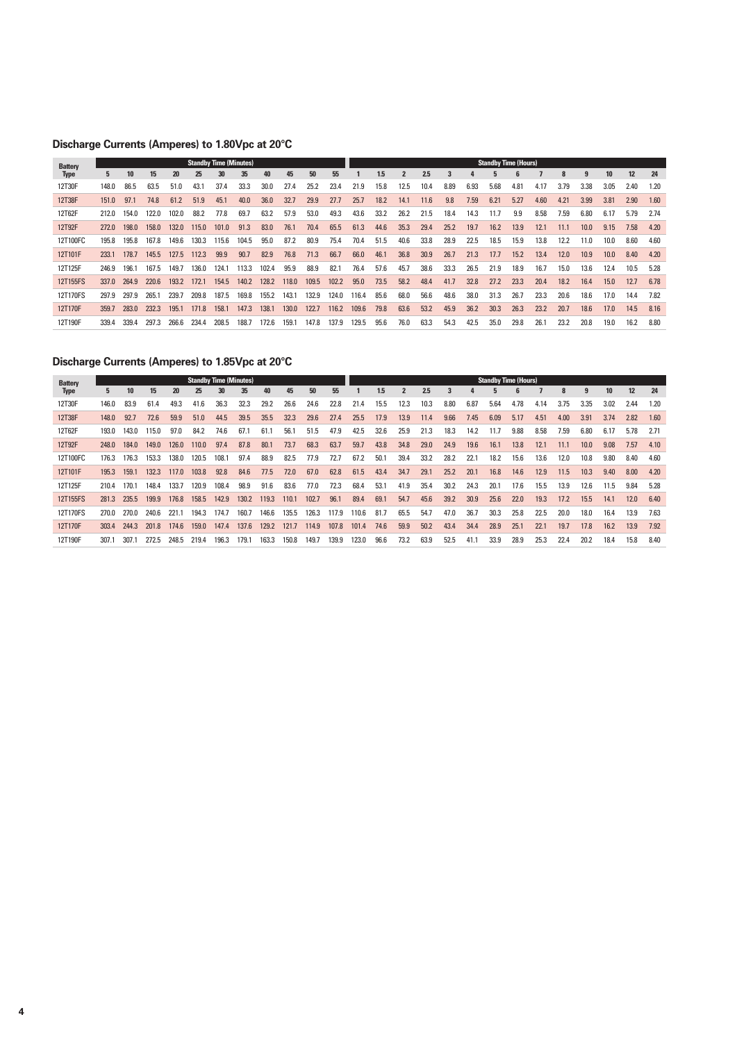## Discharge Currents (Amperes) to 1.80Vpc at 20°C

| Battery Type | Standby Time (Minutes) | | | | | | | | | | | Standby Time (Hours) | | | | | | | | | | | | | | |
|---|---|---|---|---|---|---|---|---|---|---|---|---|---|---|---|---|---|---|---|---|---|---|---|---|---|---|
| | 5 | 10 | 15 | 20 | 25 | 30 | 35 | 40 | 45 | 50 | 55 | 1 | 1.5 | 2 | 2.5 | 3 | 4 | 5 | 6 | 7 | 8 | 9 | 10 | 12 | 24 |
| 12T30F | 148.0 | 86.5 | 63.5 | 51.0 | 43.1 | 37.4 | 33.3 | 30.0 | 27.4 | 25.2 | 23.4 | 21.9 | 15.8 | 12.5 | 10.4 | 8.89 | 6.93 | 5.68 | 4.81 | 4.17 | 3.79 | 3.38 | 3.05 | 2.40 | 1.20 |
| 12T38F | 151.0 | 97.1 | 74.8 | 61.2 | 51.9 | 45.1 | 40.0 | 36.0 | 32.7 | 29.9 | 27.7 | 25.7 | 18.2 | 14.1 | 11.6 | 9.8 | 7.59 | 6.21 | 5.27 | 4.60 | 4.21 | 3.99 | 3.81 | 2.90 | 1.60 |
| 12T62F | 212.0 | 154.0 | 122.0 | 102.0 | 88.2 | 77.8 | 69.7 | 63.2 | 57.9 | 53.0 | 49.3 | 43.6 | 33.2 | 26.2 | 21.5 | 18.4 | 14.3 | 11.7 | 9.9 | 8.58 | 7.59 | 6.80 | 6.17 | 5.79 | 2.74 |
| 12T92F | 272.0 | 198.0 | 158.0 | 132.0 | 115.0 | 101.0 | 91.3 | 83.0 | 76.1 | 70.4 | 65.5 | 61.3 | 44.6 | 35.3 | 29.4 | 25.2 | 19.7 | 16.2 | 13.9 | 12.1 | 11.1 | 10.0 | 9.15 | 7.58 | 4.20 |
| 12T100FC | 195.8 | 195.8 | 167.8 | 149.6 | 130.3 | 115.6 | 104.5 | 95.0 | 87.2 | 80.9 | 75.4 | 70.4 | 51.5 | 40.6 | 33.8 | 28.9 | 22.5 | 18.5 | 15.9 | 13.8 | 12.2 | 11.0 | 10.0 | 8.60 | 4.60 |
| 12T101F | 233.1 | 178.7 | 145.5 | 127.5 | 112.3 | 99.9 | 90.7 | 82.9 | 76.8 | 71.3 | 66.7 | 66.0 | 46.1 | 36.8 | 30.9 | 26.7 | 21.3 | 17.7 | 15.2 | 13.4 | 12.0 | 10.9 | 10.0 | 8.40 | 4.20 |
| 12T125F | 246.9 | 196.1 | 167.5 | 149.7 | 136.0 | 124.1 | 113.3 | 102.4 | 95.9 | 88.9 | 82.1 | 76.4 | 57.6 | 45.7 | 38.6 | 33.3 | 26.5 | 21.9 | 18.9 | 16.7 | 15.0 | 13.6 | 12.4 | 10.5 | 5.28 |
| 12T155FS | 337.0 | 264.9 | 220.6 | 193.2 | 172.1 | 154.5 | 140.2 | 128.2 | 118.0 | 109.5 | 102.2 | 95.0 | 73.5 | 58.2 | 48.4 | 41.7 | 32.8 | 27.2 | 23.3 | 20.4 | 18.2 | 16.4 | 15.0 | 12.7 | 6.78 |
| 12T170FS | 297.9 | 297.9 | 265.1 | 239.7 | 209.8 | 187.5 | 169.8 | 155.2 | 143.1 | 132.9 | 124.0 | 116.4 | 85.6 | 68.0 | 56.6 | 48.6 | 38.0 | 31.3 | 26.7 | 23.3 | 20.6 | 18.6 | 17.0 | 14.4 | 7.82 |
| 12T170F | 359.7 | 283.0 | 232.3 | 195.1 | 171.8 | 158.1 | 147.3 | 138.1 | 130.0 | 122.7 | 116.2 | 109.6 | 79.8 | 63.6 | 53.2 | 45.9 | 36.2 | 30.3 | 26.3 | 23.2 | 20.7 | 18.6 | 17.0 | 14.5 | 8.16 |
| 12T190F | 339.4 | 339.4 | 297.3 | 266.6 | 234.4 | 208.5 | 188.7 | 172.6 | 159.1 | 147.8 | 137.9 | 129.5 | 95.6 | 76.0 | 63.3 | 54.3 | 42.5 | 35.0 | 29.8 | 26.1 | 23.2 | 20.8 | 19.0 | 16.2 | 8.80 |

## Discharge Currents (Amperes) to 1.85Vpc at 20°C

| Battery Type | Standby Time (Minutes) | | | | | | | | | | | Standby Time (Hours) | | | | | | | | | | | | | | |
|---|---|---|---|---|---|---|---|---|---|---|---|---|---|---|---|---|---|---|---|---|---|---|---|---|---|---|
| | 5 | 10 | 15 | 20 | 25 | 30 | 35 | 40 | 45 | 50 | 55 | 1 | 1.5 | 2 | 2.5 | 3 | 4 | 5 | 6 | 7 | 8 | 9 | 10 | 12 | 24 |
| 12T30F | 146.0 | 83.9 | 61.4 | 49.3 | 41.6 | 36.3 | 32.3 | 29.2 | 26.6 | 24.6 | 22.8 | 21.4 | 15.5 | 12.3 | 10.3 | 8.80 | 6.87 | 5.64 | 4.78 | 4.14 | 3.75 | 3.35 | 3.02 | 2.44 | 1.20 |
| 12T38F | 148.0 | 92.7 | 72.6 | 59.9 | 51.0 | 44.5 | 39.5 | 35.5 | 32.3 | 29.6 | 27.4 | 25.5 | 17.9 | 13.9 | 11.4 | 9.66 | 7.45 | 6.09 | 5.17 | 4.51 | 4.00 | 3.91 | 3.74 | 2.82 | 1.60 |
| 12T62F | 193.0 | 143.0 | 115.0 | 97.0 | 84.2 | 74.6 | 67.1 | 61.1 | 56.1 | 51.5 | 47.9 | 42.5 | 32.6 | 25.9 | 21.3 | 18.3 | 14.2 | 11.7 | 9.88 | 8.58 | 7.59 | 6.80 | 6.17 | 5.78 | 2.71 |
| 12T92F | 248.0 | 184.0 | 149.0 | 126.0 | 110.0 | 97.4 | 87.8 | 80.1 | 73.7 | 68.3 | 63.7 | 59.7 | 43.8 | 34.8 | 29.0 | 24.9 | 19.6 | 16.1 | 13.8 | 12.1 | 11.1 | 10.0 | 9.08 | 7.57 | 4.10 |
| 12T100FC | 176.3 | 176.3 | 153.3 | 138.0 | 120.5 | 108.1 | 97.4 | 88.9 | 82.5 | 77.9 | 72.7 | 67.2 | 50.1 | 39.4 | 33.2 | 28.2 | 22.1 | 18.2 | 15.6 | 13.6 | 12.0 | 10.8 | 9.80 | 8.40 | 4.60 |
| 12T101F | 195.3 | 159.1 | 132.3 | 117.0 | 103.8 | 92.8 | 84.6 | 77.5 | 72.0 | 67.0 | 62.8 | 61.5 | 43.4 | 34.7 | 29.1 | 25.2 | 20.1 | 16.8 | 14.6 | 12.9 | 11.5 | 10.3 | 9.40 | 8.00 | 4.20 |
| 12T125F | 210.4 | 170.1 | 148.4 | 133.7 | 120.9 | 108.4 | 98.9 | 91.6 | 83.6 | 77.0 | 72.3 | 68.4 | 53.1 | 41.9 | 35.4 | 30.2 | 24.3 | 20.1 | 17.6 | 15.5 | 13.9 | 12.6 | 11.5 | 9.84 | 5.28 |
| 12T155FS | 281.3 | 235.5 | 199.9 | 176.8 | 158.5 | 142.9 | 130.2 | 119.3 | 110.1 | 102.7 | 96.1 | 89.4 | 69.1 | 54.7 | 45.6 | 39.2 | 30.9 | 25.6 | 22.0 | 19.3 | 17.2 | 15.5 | 14.1 | 12.0 | 6.40 |
| 12T170FS | 270.0 | 270.0 | 240.6 | 221.1 | 194.3 | 174.7 | 160.7 | 146.6 | 135.5 | 126.3 | 117.9 | 110.6 | 81.7 | 65.5 | 54.7 | 47.0 | 36.7 | 30.3 | 25.8 | 22.5 | 20.0 | 18.0 | 16.4 | 13.9 | 7.63 |
| 12T170F | 303.4 | 244.3 | 201.8 | 174.6 | 159.0 | 147.4 | 137.6 | 129.2 | 121.7 | 114.9 | 107.8 | 101.4 | 74.6 | 59.9 | 50.2 | 43.4 | 34.4 | 28.9 | 25.1 | 22.1 | 19.7 | 17.8 | 16.2 | 13.9 | 7.92 |
| 12T190F | 307.1 | 307.1 | 272.5 | 248.5 | 219.4 | 196.3 | 179.1 | 163.3 | 150.8 | 149.7 | 139.9 | 123.0 | 96.6 | 73.2 | 63.9 | 52.5 | 41.1 | 33.9 | 28.9 | 25.3 | 22.4 | 20.2 | 18.4 | 15.8 | 8.40 |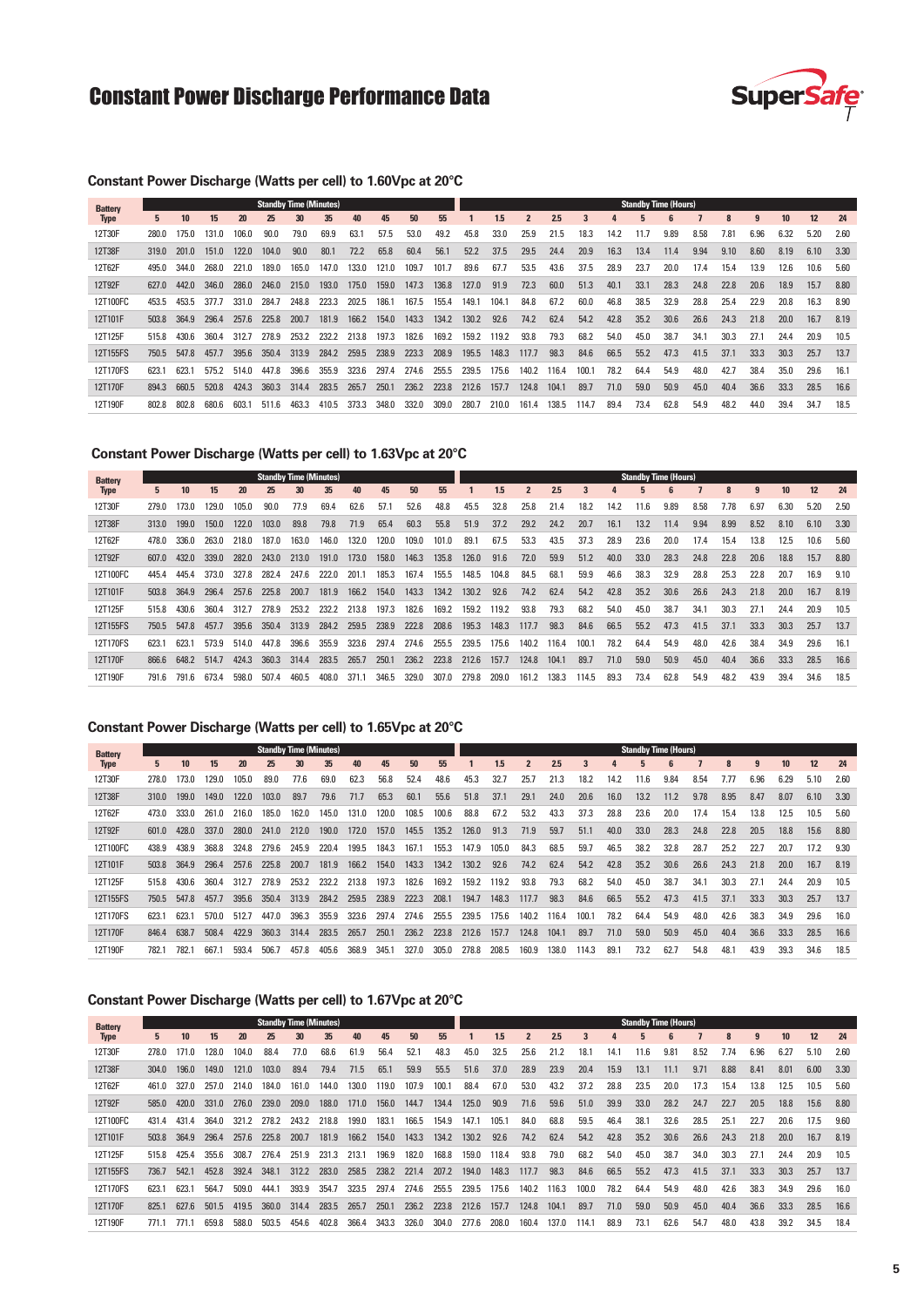# Constant Power Discharge Performance Data

### Constant Power Discharge (Watts per cell) to 1.60Vpc at 20°C

| Battery Type | Standby Time (Minutes) | | | | | | | | | | | Standby Time (Hours) | | | | | | | | | | | | | | |
|---|---|---|---|---|---|---|---|---|---|---|---|---|---|---|---|---|---|---|---|---|---|---|---|---|---|---|
| | 5 | 10 | 15 | 20 | 25 | 30 | 35 | 40 | 45 | 50 | 55 | 1 | 1.5 | 2 | 2.5 | 3 | 4 | 5 | 6 | 7 | 8 | 9 | 10 | 12 | 24 |
| 12T30F | 280.0 | 175.0 | 131.0 | 106.0 | 90.0 | 79.0 | 69.9 | 63.1 | 57.5 | 53.0 | 49.2 | 45.8 | 33.0 | 25.9 | 21.5 | 18.3 | 14.2 | 11.7 | 9.89 | 8.58 | 7.81 | 6.96 | 6.32 | 5.20 | 2.60 |
| 12T38F | 319.0 | 201.0 | 151.0 | 122.0 | 104.0 | 90.0 | 80.1 | 72.2 | 65.8 | 60.4 | 56.1 | 52.2 | 37.5 | 29.5 | 24.4 | 20.9 | 16.3 | 13.4 | 11.4 | 9.94 | 9.10 | 8.60 | 8.19 | 6.10 | 3.30 |
| 12T62F | 495.0 | 344.0 | 268.0 | 221.0 | 189.0 | 165.0 | 147.0 | 133.0 | 121.0 | 109.7 | 101.7 | 89.6 | 67.7 | 53.5 | 43.6 | 37.5 | 28.9 | 23.7 | 20.0 | 17.4 | 15.4 | 13.9 | 12.6 | 10.6 | 5.60 |
| 12T92F | 627.0 | 442.0 | 346.0 | 286.0 | 246.0 | 215.0 | 193.0 | 175.0 | 159.0 | 147.3 | 136.8 | 127.0 | 91.9 | 72.3 | 60.0 | 51.3 | 40.1 | 33.1 | 28.3 | 24.8 | 22.8 | 20.6 | 18.9 | 15.7 | 8.80 |
| 12T100FC | 453.5 | 453.5 | 377.7 | 331.0 | 284.7 | 248.8 | 223.3 | 202.5 | 186.1 | 167.5 | 155.4 | 149.1 | 104.1 | 84.8 | 67.2 | 60.0 | 46.8 | 38.5 | 32.9 | 28.8 | 25.4 | 22.9 | 20.8 | 16.3 | 8.90 |
| 12T101F | 503.8 | 364.9 | 296.4 | 257.6 | 225.8 | 200.7 | 181.9 | 166.2 | 154.0 | 143.3 | 134.2 | 130.2 | 92.6 | 74.2 | 62.4 | 54.2 | 42.8 | 35.2 | 30.6 | 26.6 | 24.3 | 21.8 | 20.0 | 16.7 | 8.19 |
| 12T125F | 515.8 | 430.6 | 360.4 | 312.7 | 278.9 | 253.2 | 232.2 | 213.8 | 197.3 | 182.6 | 169.2 | 159.2 | 119.2 | 93.8 | 79.3 | 68.2 | 54.0 | 45.0 | 38.7 | 34.1 | 30.3 | 27.1 | 24.4 | 20.9 | 10.5 |
| 12T155FS | 750.5 | 547.8 | 457.7 | 395.6 | 350.4 | 313.9 | 284.2 | 259.5 | 238.9 | 223.3 | 208.9 | 195.5 | 148.3 | 117.7 | 98.3 | 84.6 | 66.5 | 55.2 | 47.3 | 41.5 | 37.1 | 33.3 | 30.3 | 25.7 | 13.7 |
| 12T170FS | 623.1 | 623.1 | 575.2 | 514.0 | 447.8 | 396.6 | 355.9 | 323.6 | 297.4 | 274.6 | 255.5 | 239.5 | 175.6 | 140.2 | 116.4 | 100.1 | 78.2 | 64.4 | 54.9 | 48.0 | 42.7 | 38.4 | 35.0 | 29.6 | 16.1 |
| 12T170F | 894.3 | 660.5 | 520.8 | 424.3 | 360.3 | 314.4 | 283.5 | 265.7 | 250.1 | 236.2 | 223.8 | 212.6 | 157.7 | 124.8 | 104.1 | 89.7 | 71.0 | 59.0 | 50.9 | 45.0 | 40.4 | 36.6 | 33.3 | 28.5 | 16.6 |
| 12T190F | 802.8 | 802.8 | 680.6 | 603.1 | 511.6 | 463.3 | 410.5 | 373.3 | 348.0 | 332.0 | 309.0 | 280.7 | 210.0 | 161.4 | 138.5 | 114.7 | 89.4 | 73.4 | 62.8 | 54.9 | 48.2 | 44.0 | 39.4 | 34.7 | 18.5 |

### Constant Power Discharge (Watts per cell) to 1.63Vpc at 20°C

| Battery Type | Standby Time (Minutes) | | | | | | | | | | | Standby Time (Hours) | | | | | | | | | | | | | | |
|---|---|---|---|---|---|---|---|---|---|---|---|---|---|---|---|---|---|---|---|---|---|---|---|---|---|---|
| | 5 | 10 | 15 | 20 | 25 | 30 | 35 | 40 | 45 | 50 | 55 | 1 | 1.5 | 2 | 2.5 | 3 | 4 | 5 | 6 | 7 | 8 | 9 | 10 | 12 | 24 |
| 12T30F | 279.0 | 173.0 | 129.0 | 105.0 | 90.0 | 77.9 | 69.4 | 62.6 | 57.1 | 52.6 | 48.8 | 45.5 | 32.8 | 25.8 | 21.4 | 18.2 | 14.2 | 11.6 | 9.89 | 8.58 | 7.78 | 6.97 | 6.30 | 5.20 | 2.50 |
| 12T38F | 313.0 | 199.0 | 150.0 | 122.0 | 103.0 | 89.8 | 79.8 | 71.9 | 65.4 | 60.3 | 55.8 | 51.9 | 37.2 | 29.2 | 24.2 | 20.7 | 16.1 | 13.2 | 11.4 | 9.94 | 8.99 | 8.52 | 8.10 | 6.10 | 3.30 |
| 12T62F | 478.0 | 336.0 | 263.0 | 218.0 | 187.0 | 163.0 | 146.0 | 132.0 | 120.0 | 109.0 | 101.0 | 89.1 | 67.5 | 53.3 | 43.5 | 37.3 | 28.9 | 23.6 | 20.0 | 17.4 | 15.4 | 13.8 | 12.5 | 10.6 | 5.60 |
| 12T92F | 607.0 | 432.0 | 339.0 | 282.0 | 243.0 | 213.0 | 191.0 | 173.0 | 158.0 | 146.3 | 135.8 | 126.0 | 91.6 | 72.0 | 59.9 | 51.2 | 40.0 | 33.0 | 28.3 | 24.8 | 22.8 | 20.6 | 18.8 | 15.7 | 8.80 |
| 12T100FC | 445.4 | 445.4 | 373.0 | 327.8 | 282.4 | 247.6 | 222.0 | 201.1 | 185.3 | 167.4 | 155.5 | 148.5 | 104.8 | 84.5 | 68.1 | 59.9 | 46.6 | 38.3 | 32.9 | 28.8 | 25.3 | 22.8 | 20.7 | 16.9 | 9.10 |
| 12T101F | 503.8 | 364.9 | 296.4 | 257.6 | 225.8 | 200.7 | 181.9 | 166.2 | 154.0 | 143.3 | 134.2 | 130.2 | 92.6 | 74.2 | 62.4 | 54.2 | 42.8 | 35.2 | 30.6 | 26.6 | 24.3 | 21.8 | 20.0 | 16.7 | 8.19 |
| 12T125F | 515.8 | 430.6 | 360.4 | 312.7 | 278.9 | 253.2 | 232.2 | 213.8 | 197.3 | 182.6 | 169.2 | 159.2 | 119.2 | 93.8 | 79.3 | 68.2 | 54.0 | 45.0 | 38.7 | 34.1 | 30.3 | 27.1 | 24.4 | 20.9 | 10.5 |
| 12T155FS | 750.5 | 547.8 | 457.7 | 395.6 | 350.4 | 313.9 | 284.2 | 259.5 | 238.9 | 222.8 | 208.6 | 195.3 | 148.3 | 117.7 | 98.3 | 84.6 | 66.5 | 55.2 | 47.3 | 41.5 | 37.1 | 33.3 | 30.3 | 25.7 | 13.7 |
| 12T170FS | 623.1 | 623.1 | 573.9 | 514.0 | 447.8 | 396.6 | 355.9 | 323.6 | 297.4 | 274.6 | 255.5 | 239.5 | 175.6 | 140.2 | 116.4 | 100.1 | 78.2 | 64.4 | 54.9 | 48.0 | 42.6 | 38.4 | 34.9 | 29.6 | 16.1 |
| 12T170F | 866.6 | 648.2 | 514.7 | 424.3 | 360.3 | 314.4 | 283.5 | 265.7 | 250.1 | 236.2 | 223.8 | 212.6 | 157.7 | 124.8 | 104.1 | 89.7 | 71.0 | 59.0 | 50.9 | 45.0 | 40.4 | 36.6 | 33.3 | 28.5 | 16.6 |
| 12T190F | 791.6 | 791.6 | 673.4 | 598.0 | 507.4 | 460.5 | 408.0 | 371.1 | 346.5 | 329.0 | 307.0 | 279.8 | 209.0 | 161.2 | 138.3 | 114.5 | 89.3 | 73.4 | 62.8 | 54.9 | 48.2 | 43.9 | 39.4 | 34.6 | 18.5 |

### Constant Power Discharge (Watts per cell) to 1.65Vpc at 20°C

| Battery Type | Standby Time (Minutes) | | | | | | | | | | | Standby Time (Hours) | | | | | | | | | | | | | | |
|---|---|---|---|---|---|---|---|---|---|---|---|---|---|---|---|---|---|---|---|---|---|---|---|---|---|---|
| | 5 | 10 | 15 | 20 | 25 | 30 | 35 | 40 | 45 | 50 | 55 | 1 | 1.5 | 2 | 2.5 | 3 | 4 | 5 | 6 | 7 | 8 | 9 | 10 | 12 | 24 |
| 12T30F | 278.0 | 173.0 | 129.0 | 105.0 | 89.0 | 77.6 | 69.0 | 62.3 | 56.8 | 52.4 | 48.6 | 45.3 | 32.7 | 25.7 | 21.3 | 18.2 | 14.2 | 11.6 | 9.84 | 8.54 | 7.77 | 6.96 | 6.29 | 5.10 | 2.60 |
| 12T38F | 310.0 | 199.0 | 149.0 | 122.0 | 103.0 | 89.7 | 79.6 | 71.7 | 65.3 | 60.1 | 55.6 | 51.8 | 37.1 | 29.1 | 24.0 | 20.6 | 16.0 | 13.2 | 11.2 | 9.78 | 8.95 | 8.47 | 8.07 | 6.10 | 3.30 |
| 12T62F | 473.0 | 333.0 | 261.0 | 216.0 | 185.0 | 162.0 | 145.0 | 131.0 | 120.0 | 108.5 | 100.6 | 88.8 | 67.2 | 53.2 | 43.3 | 37.3 | 28.8 | 23.6 | 20.0 | 17.4 | 15.4 | 13.8 | 12.5 | 10.5 | 5.60 |
| 12T92F | 601.0 | 428.0 | 337.0 | 280.0 | 241.0 | 212.0 | 190.0 | 172.0 | 157.0 | 145.5 | 135.2 | 126.0 | 91.3 | 71.9 | 59.7 | 51.1 | 40.0 | 33.0 | 28.3 | 24.8 | 22.8 | 20.5 | 18.8 | 15.6 | 8.80 |
| 12T100FC | 438.9 | 438.9 | 368.8 | 324.8 | 279.6 | 245.9 | 220.4 | 199.5 | 184.3 | 167.1 | 155.3 | 147.9 | 105.0 | 84.3 | 68.5 | 59.7 | 46.5 | 38.2 | 32.8 | 28.7 | 25.2 | 22.7 | 20.7 | 17.2 | 9.30 |
| 12T101F | 503.8 | 364.9 | 296.4 | 257.6 | 225.8 | 200.7 | 181.9 | 166.2 | 154.0 | 143.3 | 134.2 | 130.2 | 92.6 | 74.2 | 62.4 | 54.2 | 42.8 | 35.2 | 30.6 | 26.6 | 24.3 | 21.8 | 20.0 | 16.7 | 8.19 |
| 12T125F | 515.8 | 430.6 | 360.4 | 312.7 | 278.9 | 253.2 | 232.2 | 213.8 | 197.3 | 182.6 | 169.2 | 159.2 | 119.2 | 93.8 | 79.3 | 68.2 | 54.0 | 45.0 | 38.7 | 34.1 | 30.3 | 27.1 | 24.4 | 20.9 | 10.5 |
| 12T155FS | 750.5 | 547.8 | 457.7 | 395.6 | 350.4 | 313.9 | 284.2 | 259.5 | 238.9 | 222.3 | 208.1 | 194.7 | 148.3 | 117.7 | 98.3 | 84.6 | 66.5 | 55.2 | 47.3 | 41.5 | 37.1 | 33.3 | 30.3 | 25.7 | 13.7 |
| 12T170FS | 623.1 | 623.1 | 570.0 | 512.7 | 447.0 | 396.3 | 355.9 | 323.6 | 297.4 | 274.6 | 255.5 | 239.5 | 175.6 | 140.2 | 116.4 | 100.1 | 78.2 | 64.4 | 54.9 | 48.0 | 42.6 | 38.3 | 34.9 | 29.6 | 16.0 |
| 12T170F | 846.4 | 638.7 | 508.4 | 422.9 | 360.3 | 314.4 | 283.5 | 265.7 | 250.1 | 236.2 | 223.8 | 212.6 | 157.7 | 124.8 | 104.1 | 89.7 | 71.0 | 59.0 | 50.9 | 45.0 | 40.4 | 36.6 | 33.3 | 28.5 | 16.6 |
| 12T190F | 782.1 | 782.1 | 667.1 | 593.4 | 506.7 | 457.8 | 405.6 | 368.9 | 345.1 | 327.0 | 305.0 | 278.8 | 208.5 | 160.9 | 138.0 | 114.3 | 89.1 | 73.2 | 62.7 | 54.8 | 48.1 | 43.9 | 39.3 | 34.6 | 18.5 |

### Constant Power Discharge (Watts per cell) to 1.67Vpc at 20°C

| Battery Type | Standby Time (Minutes) | | | | | | | | | | | Standby Time (Hours) | | | | | | | | | | | | | | |
|---|---|---|---|---|---|---|---|---|---|---|---|---|---|---|---|---|---|---|---|---|---|---|---|---|---|---|
| | 5 | 10 | 15 | 20 | 25 | 30 | 35 | 40 | 45 | 50 | 55 | 1 | 1.5 | 2 | 2.5 | 3 | 4 | 5 | 6 | 7 | 8 | 9 | 10 | 12 | 24 |
| 12T30F | 278.0 | 171.0 | 128.0 | 104.0 | 88.4 | 77.0 | 68.6 | 61.9 | 56.4 | 52.1 | 48.3 | 45.0 | 32.5 | 25.6 | 21.2 | 18.1 | 14.1 | 11.6 | 9.81 | 8.52 | 7.74 | 6.96 | 6.27 | 5.10 | 2.60 |
| 12T38F | 304.0 | 196.0 | 149.0 | 121.0 | 103.0 | 89.4 | 79.4 | 71.5 | 65.1 | 59.9 | 55.5 | 51.6 | 37.0 | 28.9 | 23.9 | 20.4 | 15.9 | 13.1 | 11.1 | 9.71 | 8.88 | 8.41 | 8.01 | 6.00 | 3.30 |
| 12T62F | 461.0 | 327.0 | 257.0 | 214.0 | 184.0 | 161.0 | 144.0 | 130.0 | 119.0 | 107.9 | 100.1 | 88.4 | 67.0 | 53.0 | 43.2 | 37.2 | 28.8 | 23.5 | 20.0 | 17.3 | 15.4 | 13.8 | 12.5 | 10.5 | 5.60 |
| 12T92F | 585.0 | 420.0 | 331.0 | 276.0 | 239.0 | 209.0 | 188.0 | 171.0 | 156.0 | 144.7 | 134.4 | 125.0 | 90.9 | 71.6 | 59.6 | 51.0 | 39.9 | 33.0 | 28.2 | 24.7 | 22.7 | 20.5 | 18.8 | 15.6 | 8.80 |
| 12T100FC | 431.4 | 431.4 | 364.0 | 321.2 | 278.2 | 243.2 | 218.8 | 199.0 | 183.1 | 166.5 | 154.9 | 147.1 | 105.1 | 84.0 | 68.8 | 59.5 | 46.4 | 38.1 | 32.6 | 28.5 | 25.1 | 22.7 | 20.6 | 17.5 | 9.60 |
| 12T101F | 503.8 | 364.9 | 296.4 | 257.6 | 225.8 | 200.7 | 181.9 | 166.2 | 154.0 | 143.3 | 134.2 | 130.2 | 92.6 | 74.2 | 62.4 | 54.2 | 42.8 | 35.2 | 30.6 | 26.6 | 24.3 | 21.8 | 20.0 | 16.7 | 8.19 |
| 12T125F | 515.8 | 425.4 | 355.6 | 308.7 | 276.4 | 251.9 | 231.3 | 213.1 | 196.9 | 182.0 | 168.8 | 159.0 | 118.4 | 93.8 | 79.0 | 68.2 | 54.0 | 45.0 | 38.7 | 34.0 | 30.3 | 27.1 | 24.4 | 20.9 | 10.5 |
| 12T155FS | 736.7 | 542.1 | 452.8 | 392.4 | 348.1 | 312.2 | 283.0 | 258.5 | 238.2 | 221.4 | 207.2 | 194.0 | 148.3 | 117.7 | 98.3 | 84.6 | 66.5 | 55.2 | 47.3 | 41.5 | 37.1 | 33.3 | 30.3 | 25.7 | 13.7 |
| 12T170FS | 623.1 | 623.1 | 564.7 | 509.0 | 444.1 | 393.9 | 354.7 | 323.5 | 297.4 | 274.6 | 255.5 | 239.5 | 175.6 | 140.2 | 116.3 | 100.0 | 78.2 | 64.4 | 54.9 | 48.0 | 42.6 | 38.3 | 34.9 | 29.6 | 16.0 |
| 12T170F | 825.1 | 627.6 | 501.5 | 419.5 | 360.0 | 314.4 | 283.5 | 265.7 | 250.1 | 236.2 | 223.8 | 212.6 | 157.7 | 124.8 | 104.1 | 89.7 | 71.0 | 59.0 | 50.9 | 45.0 | 40.4 | 36.6 | 33.3 | 28.5 | 16.6 |
| 12T190F | 771.1 | 771.1 | 659.8 | 588.0 | 503.5 | 454.6 | 402.8 | 366.4 | 343.3 | 326.0 | 304.0 | 277.6 | 208.0 | 160.4 | 137.0 | 114.1 | 88.9 | 73.1 | 62.6 | 54.7 | 48.0 | 43.8 | 39.2 | 34.5 | 18.4 |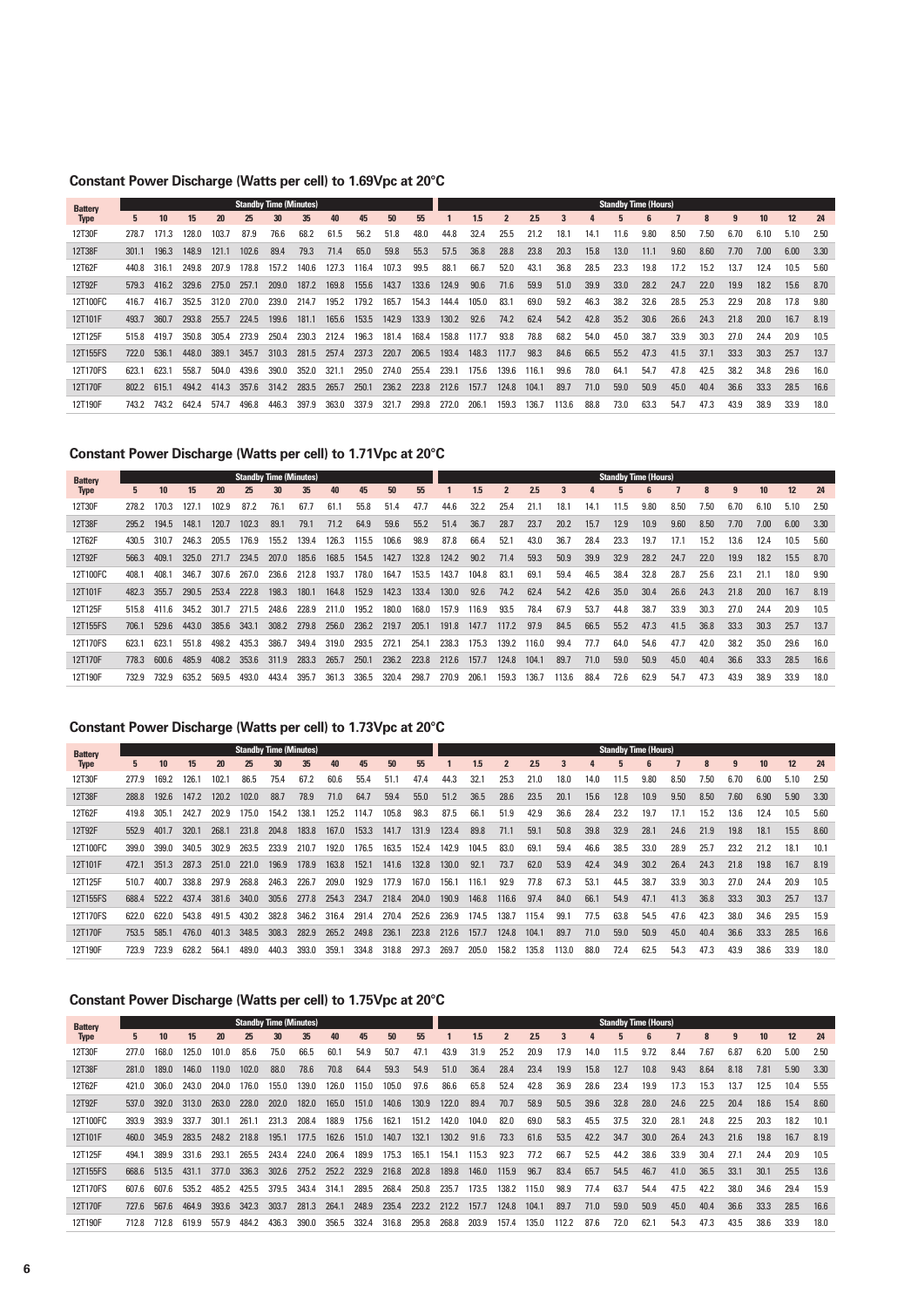## Constant Power Discharge (Watts per cell) to 1.69Vpc at 20°C

| Battery Type | Standby Time (Minutes) | | | | | | | | | | | Standby Time (Hours) | | | | | | | | | | | | | |
|---|---|---|---|---|---|---|---|---|---|---|---|---|---|---|---|---|---|---|---|---|---|---|---|---|---|
| | 5 | 10 | 15 | 20 | 25 | 30 | 35 | 40 | 45 | 50 | 55 | 1 | 1.5 | 2 | 2.5 | 3 | 4 | 5 | 6 | 7 | 8 | 9 | 10 | 12 | 24 |
| 12T30F | 278.7 | 171.3 | 128.0 | 103.7 | 87.9 | 76.6 | 68.2 | 61.5 | 56.2 | 51.8 | 48.0 | 44.8 | 32.4 | 25.5 | 21.2 | 18.1 | 14.1 | 11.6 | 9.80 | 8.50 | 7.50 | 6.70 | 6.10 | 5.10 | 2.50 |
| 12T38F | 301.1 | 196.3 | 148.9 | 121.1 | 102.6 | 89.4 | 79.3 | 71.4 | 65.0 | 59.8 | 55.3 | 57.5 | 36.8 | 28.8 | 23.8 | 20.3 | 15.8 | 13.0 | 11.1 | 9.60 | 8.60 | 7.70 | 7.00 | 6.00 | 3.30 |
| 12T62F | 440.8 | 316.1 | 249.8 | 207.9 | 178.8 | 157.2 | 140.6 | 127.3 | 116.4 | 107.3 | 99.5 | 88.1 | 66.7 | 52.0 | 43.1 | 36.8 | 28.5 | 23.3 | 19.8 | 17.2 | 15.2 | 13.7 | 12.4 | 10.5 | 5.60 |
| 12T92F | 579.3 | 416.2 | 329.6 | 275.0 | 257.1 | 209.0 | 187.2 | 169.8 | 155.6 | 143.7 | 133.6 | 124.9 | 90.6 | 71.6 | 59.9 | 51.0 | 39.9 | 33.0 | 28.2 | 24.7 | 22.0 | 19.9 | 18.2 | 15.6 | 8.70 |
| 12T100FC | 416.7 | 416.7 | 352.5 | 312.0 | 270.0 | 239.0 | 214.7 | 195.2 | 179.2 | 165.7 | 154.3 | 144.4 | 105.0 | 83.1 | 69.0 | 59.2 | 46.3 | 38.2 | 32.6 | 28.5 | 25.3 | 22.9 | 20.8 | 17.8 | 9.80 |
| 12T101F | 493.7 | 360.7 | 293.8 | 255.7 | 224.5 | 199.6 | 181.1 | 165.6 | 153.5 | 142.9 | 133.9 | 130.2 | 92.6 | 74.2 | 62.4 | 54.2 | 42.8 | 35.2 | 30.6 | 26.6 | 24.3 | 21.8 | 20.0 | 16.7 | 8.19 |
| 12T125F | 515.8 | 419.7 | 350.8 | 305.4 | 273.9 | 250.4 | 230.3 | 212.4 | 196.3 | 181.4 | 168.4 | 158.8 | 117.7 | 93.8 | 78.8 | 68.2 | 54.0 | 45.0 | 38.7 | 33.9 | 30.3 | 27.0 | 24.4 | 20.9 | 10.5 |
| 12T155FS | 722.0 | 536.1 | 448.0 | 389.1 | 345.7 | 310.3 | 281.5 | 257.4 | 237.3 | 220.7 | 206.5 | 193.4 | 148.3 | 117.7 | 98.3 | 84.6 | 66.5 | 55.2 | 47.3 | 41.5 | 37.1 | 33.3 | 30.3 | 25.7 | 13.7 |
| 12T170FS | 623.1 | 623.1 | 558.7 | 504.0 | 439.6 | 390.0 | 352.0 | 321.1 | 295.0 | 274.0 | 255.4 | 239.1 | 175.6 | 139.6 | 116.1 | 99.6 | 78.0 | 64.1 | 54.7 | 47.8 | 42.5 | 38.2 | 34.8 | 29.6 | 16.0 |
| 12T170F | 802.2 | 615.1 | 494.2 | 414.3 | 357.6 | 314.2 | 283.5 | 265.7 | 250.1 | 236.2 | 223.8 | 212.6 | 157.7 | 124.8 | 104.1 | 89.7 | 71.0 | 59.0 | 50.9 | 45.0 | 40.4 | 36.6 | 33.3 | 28.5 | 16.6 |
| 12T190F | 743.2 | 743.2 | 642.4 | 574.7 | 496.8 | 446.3 | 397.9 | 363.0 | 337.9 | 321.7 | 299.8 | 272.0 | 206.1 | 159.3 | 136.7 | 113.6 | 88.8 | 73.0 | 63.3 | 54.7 | 47.3 | 43.9 | 38.9 | 33.9 | 18.0 |

## Constant Power Discharge (Watts per cell) to 1.71Vpc at 20°C

| Battery Type | Standby Time (Minutes) | | | | | | | | | | | Standby Time (Hours) | | | | | | | | | | | | | |
|---|---|---|---|---|---|---|---|---|---|---|---|---|---|---|---|---|---|---|---|---|---|---|---|---|---|
| | 5 | 10 | 15 | 20 | 25 | 30 | 35 | 40 | 45 | 50 | 55 | 1 | 1.5 | 2 | 2.5 | 3 | 4 | 5 | 6 | 7 | 8 | 9 | 10 | 12 | 24 |
| 12T30F | 278.2 | 170.3 | 127.1 | 102.9 | 87.2 | 76.1 | 67.7 | 61.1 | 55.8 | 51.4 | 47.7 | 44.6 | 32.2 | 25.4 | 21.1 | 18.1 | 14.1 | 11.5 | 9.80 | 8.50 | 7.50 | 6.70 | 6.10 | 5.10 | 2.50 |
| 12T38F | 295.2 | 194.5 | 148.1 | 120.7 | 102.3 | 89.1 | 79.1 | 71.2 | 64.9 | 59.6 | 55.2 | 51.4 | 36.7 | 28.7 | 23.7 | 20.2 | 15.7 | 12.9 | 10.9 | 9.60 | 8.50 | 7.70 | 7.00 | 6.00 | 3.30 |
| 12T62F | 430.5 | 310.7 | 246.3 | 205.5 | 176.9 | 155.2 | 139.4 | 126.3 | 115.5 | 106.6 | 98.9 | 87.8 | 66.4 | 52.1 | 43.0 | 36.7 | 28.4 | 23.3 | 19.7 | 17.1 | 15.2 | 13.6 | 12.4 | 10.5 | 5.60 |
| 12T92F | 566.3 | 409.1 | 325.0 | 271.7 | 234.5 | 207.0 | 185.6 | 168.5 | 154.5 | 142.7 | 132.8 | 124.2 | 90.2 | 71.4 | 59.3 | 50.9 | 39.9 | 32.9 | 28.2 | 24.7 | 22.0 | 19.9 | 18.2 | 15.5 | 8.70 |
| 12T100FC | 408.1 | 408.1 | 346.7 | 307.6 | 267.0 | 236.6 | 212.8 | 193.7 | 178.0 | 164.7 | 153.5 | 143.7 | 104.8 | 83.1 | 69.1 | 59.4 | 46.5 | 38.4 | 32.8 | 28.7 | 25.6 | 23.1 | 21.1 | 18.0 | 9.90 |
| 12T101F | 482.3 | 355.7 | 290.5 | 253.4 | 222.8 | 198.3 | 180.1 | 164.8 | 152.9 | 142.3 | 133.4 | 130.0 | 92.6 | 74.2 | 62.4 | 54.2 | 42.6 | 35.0 | 30.4 | 26.6 | 24.3 | 21.8 | 20.0 | 16.7 | 8.19 |
| 12T125F | 515.8 | 411.6 | 345.2 | 301.7 | 271.5 | 248.6 | 228.9 | 211.0 | 195.2 | 180.0 | 168.0 | 157.9 | 116.9 | 93.5 | 78.4 | 67.9 | 53.7 | 44.8 | 38.7 | 33.9 | 30.3 | 27.0 | 24.4 | 20.9 | 10.5 |
| 12T155FS | 706.1 | 529.6 | 443.0 | 385.6 | 343.1 | 308.2 | 279.8 | 256.0 | 236.2 | 219.7 | 205.1 | 191.8 | 147.7 | 117.2 | 97.9 | 84.5 | 66.5 | 55.2 | 47.3 | 41.5 | 36.8 | 33.3 | 30.3 | 25.7 | 13.7 |
| 12T170FS | 623.1 | 623.1 | 551.8 | 498.2 | 435.3 | 386.7 | 349.4 | 319.0 | 293.5 | 272.1 | 254.1 | 238.3 | 175.3 | 139.2 | 116.0 | 99.4 | 77.7 | 64.0 | 54.6 | 47.7 | 42.0 | 38.2 | 35.0 | 29.6 | 16.0 |
| 12T170F | 778.3 | 600.6 | 485.9 | 408.2 | 353.6 | 311.9 | 283.3 | 265.7 | 250.1 | 236.2 | 223.8 | 212.6 | 157.7 | 124.8 | 104.1 | 89.7 | 71.0 | 59.0 | 50.9 | 45.0 | 40.4 | 36.6 | 33.3 | 28.5 | 16.6 |
| 12T190F | 732.9 | 732.9 | 635.2 | 569.5 | 493.0 | 443.4 | 395.7 | 361.3 | 336.5 | 320.4 | 298.7 | 270.9 | 206.1 | 159.3 | 136.7 | 113.6 | 88.4 | 72.6 | 62.9 | 54.7 | 47.3 | 43.9 | 38.9 | 33.9 | 18.0 |

## Constant Power Discharge (Watts per cell) to 1.73Vpc at 20°C

| Battery Type | Standby Time (Minutes) | | | | | | | | | | | Standby Time (Hours) | | | | | | | | | | | | | |
|---|---|---|---|---|---|---|---|---|---|---|---|---|---|---|---|---|---|---|---|---|---|---|---|---|---|
| | 5 | 10 | 15 | 20 | 25 | 30 | 35 | 40 | 45 | 50 | 55 | 1 | 1.5 | 2 | 2.5 | 3 | 4 | 5 | 6 | 7 | 8 | 9 | 10 | 12 | 24 |
| 12T30F | 277.9 | 169.2 | 126.1 | 102.1 | 86.5 | 75.4 | 67.2 | 60.6 | 55.4 | 51.1 | 47.4 | 44.3 | 32.1 | 25.3 | 21.0 | 18.0 | 14.0 | 11.5 | 9.80 | 8.50 | 7.50 | 6.70 | 6.00 | 5.10 | 2.50 |
| 12T38F | 288.8 | 192.6 | 147.2 | 120.2 | 102.0 | 88.7 | 78.9 | 71.0 | 64.7 | 59.4 | 55.0 | 51.2 | 36.5 | 28.6 | 23.5 | 20.1 | 15.6 | 12.8 | 10.9 | 9.50 | 8.50 | 7.60 | 6.90 | 5.90 | 3.30 |
| 12T62F | 419.8 | 305.1 | 242.7 | 202.9 | 175.0 | 154.2 | 138.1 | 125.2 | 114.7 | 105.8 | 98.3 | 87.5 | 66.1 | 51.9 | 42.9 | 36.6 | 28.4 | 23.2 | 19.7 | 17.1 | 15.2 | 13.6 | 12.4 | 10.5 | 5.60 |
| 12T92F | 552.9 | 401.7 | 320.1 | 268.1 | 231.8 | 204.8 | 183.8 | 167.0 | 153.3 | 141.7 | 131.9 | 123.4 | 89.8 | 71.1 | 59.1 | 50.8 | 39.8 | 32.9 | 28.1 | 24.6 | 21.9 | 19.8 | 18.1 | 15.5 | 8.60 |
| 12T100FC | 399.0 | 399.0 | 340.5 | 302.9 | 263.5 | 233.9 | 210.7 | 192.0 | 176.5 | 163.5 | 152.4 | 142.9 | 104.5 | 83.0 | 69.1 | 59.4 | 46.6 | 38.5 | 33.0 | 28.9 | 25.7 | 23.2 | 21.2 | 18.1 | 10.1 |
| 12T101F | 472.1 | 351.3 | 287.3 | 251.0 | 221.0 | 196.9 | 178.9 | 163.8 | 152.1 | 141.6 | 132.8 | 130.0 | 92.1 | 73.7 | 62.0 | 53.9 | 42.4 | 34.9 | 30.2 | 26.4 | 24.3 | 21.8 | 19.8 | 16.7 | 8.19 |
| 12T125F | 510.7 | 400.7 | 338.8 | 297.9 | 268.8 | 246.3 | 226.7 | 209.0 | 192.9 | 177.9 | 167.0 | 156.1 | 116.1 | 92.9 | 77.8 | 67.3 | 53.1 | 44.5 | 38.7 | 33.9 | 30.3 | 27.0 | 24.4 | 20.9 | 10.5 |
| 12T155FS | 688.4 | 522.2 | 437.4 | 381.6 | 340.0 | 305.6 | 277.8 | 254.3 | 234.7 | 218.4 | 204.0 | 190.9 | 146.8 | 116.6 | 97.4 | 84.0 | 66.1 | 54.9 | 47.1 | 41.3 | 36.8 | 33.3 | 30.3 | 25.7 | 13.7 |
| 12T170FS | 622.0 | 622.0 | 543.8 | 491.5 | 430.2 | 382.8 | 346.2 | 316.4 | 291.4 | 270.4 | 252.6 | 236.9 | 174.5 | 138.7 | 115.4 | 99.1 | 77.5 | 63.8 | 54.5 | 47.6 | 42.3 | 38.0 | 34.6 | 29.5 | 15.9 |
| 12T170F | 753.5 | 585.1 | 476.0 | 401.3 | 348.5 | 308.3 | 282.9 | 265.2 | 249.8 | 236.1 | 223.8 | 212.6 | 157.7 | 124.8 | 104.1 | 89.7 | 71.0 | 59.0 | 50.9 | 45.0 | 40.4 | 36.6 | 33.3 | 28.5 | 16.6 |
| 12T190F | 723.9 | 723.9 | 628.2 | 564.1 | 489.0 | 440.3 | 393.0 | 359.1 | 334.8 | 318.8 | 297.3 | 269.7 | 205.0 | 158.2 | 135.8 | 113.0 | 88.0 | 72.4 | 62.5 | 54.3 | 47.3 | 43.9 | 38.6 | 33.9 | 18.0 |

## Constant Power Discharge (Watts per cell) to 1.75Vpc at 20°C

| Battery Type | Standby Time (Minutes) | | | | | | | | | | | Standby Time (Hours) | | | | | | | | | | | | | |
|---|---|---|---|---|---|---|---|---|---|---|---|---|---|---|---|---|---|---|---|---|---|---|---|---|---|
| | 5 | 10 | 15 | 20 | 25 | 30 | 35 | 40 | 45 | 50 | 55 | 1 | 1.5 | 2 | 2.5 | 3 | 4 | 5 | 6 | 7 | 8 | 9 | 10 | 12 | 24 |
| 12T30F | 277.0 | 168.0 | 125.0 | 101.0 | 85.6 | 75.0 | 66.5 | 60.1 | 54.9 | 50.7 | 47.1 | 43.9 | 31.9 | 25.2 | 20.9 | 17.9 | 14.0 | 11.5 | 9.72 | 8.44 | 7.67 | 6.87 | 6.20 | 5.00 | 2.50 |
| 12T38F | 281.0 | 189.0 | 146.0 | 119.0 | 102.0 | 88.0 | 78.6 | 70.8 | 64.4 | 59.3 | 54.9 | 51.0 | 36.4 | 28.4 | 23.4 | 19.9 | 15.8 | 12.7 | 10.8 | 9.43 | 8.64 | 8.18 | 7.81 | 5.90 | 3.30 |
| 12T62F | 421.0 | 306.0 | 243.0 | 204.0 | 176.0 | 155.0 | 139.0 | 126.0 | 115.0 | 105.0 | 97.6 | 86.6 | 65.8 | 52.4 | 42.8 | 36.9 | 28.6 | 23.4 | 19.9 | 17.3 | 15.3 | 13.7 | 12.5 | 10.4 | 5.55 |
| 12T92F | 537.0 | 392.0 | 313.0 | 263.0 | 228.0 | 202.0 | 182.0 | 165.0 | 151.0 | 140.6 | 130.9 | 122.0 | 89.4 | 70.7 | 58.9 | 50.5 | 39.6 | 32.8 | 28.0 | 24.6 | 22.5 | 20.4 | 18.6 | 15.4 | 8.60 |
| 12T100FC | 393.9 | 393.9 | 337.7 | 301.1 | 261.1 | 231.3 | 208.4 | 188.9 | 175.6 | 162.1 | 151.2 | 142.0 | 104.0 | 82.0 | 69.0 | 58.3 | 45.5 | 37.5 | 32.0 | 28.1 | 24.8 | 22.5 | 20.3 | 18.2 | 10.1 |
| 12T101F | 460.0 | 345.9 | 283.5 | 248.2 | 218.8 | 195.1 | 177.5 | 162.6 | 151.0 | 140.7 | 132.1 | 130.2 | 91.6 | 73.3 | 61.6 | 53.5 | 42.2 | 34.7 | 30.0 | 26.4 | 24.3 | 21.6 | 19.8 | 16.7 | 8.19 |
| 12T125F | 494.1 | 389.9 | 331.6 | 293.1 | 265.5 | 243.4 | 224.0 | 206.4 | 189.9 | 175.3 | 165.1 | 154.1 | 115.3 | 92.3 | 77.2 | 66.7 | 52.5 | 44.2 | 38.6 | 33.9 | 30.4 | 27.1 | 24.4 | 20.9 | 10.5 |
| 12T155FS | 668.6 | 513.5 | 431.1 | 377.0 | 336.3 | 302.6 | 275.2 | 252.2 | 232.9 | 216.8 | 202.8 | 189.8 | 146.0 | 115.9 | 96.7 | 83.4 | 65.7 | 54.5 | 46.7 | 41.0 | 36.5 | 33.1 | 30.1 | 25.5 | 13.6 |
| 12T170FS | 607.6 | 607.6 | 535.2 | 485.2 | 425.5 | 379.5 | 343.4 | 314.1 | 289.5 | 268.4 | 250.8 | 235.7 | 173.5 | 138.2 | 115.0 | 98.9 | 77.4 | 63.7 | 54.4 | 47.5 | 42.2 | 38.0 | 34.6 | 29.4 | 15.9 |
| 12T170F | 727.6 | 567.6 | 464.9 | 393.6 | 342.3 | 303.7 | 281.3 | 264.1 | 248.9 | 235.4 | 223.2 | 212.2 | 157.7 | 124.8 | 104.1 | 89.7 | 71.0 | 59.0 | 50.9 | 45.0 | 40.4 | 36.6 | 33.3 | 28.5 | 16.6 |
| 12T190F | 712.8 | 712.8 | 619.9 | 557.9 | 484.2 | 436.3 | 390.0 | 356.5 | 332.4 | 316.8 | 295.8 | 268.8 | 203.9 | 157.4 | 135.0 | 112.2 | 87.6 | 72.0 | 62.1 | 54.3 | 47.3 | 43.5 | 38.6 | 33.9 | 18.0 |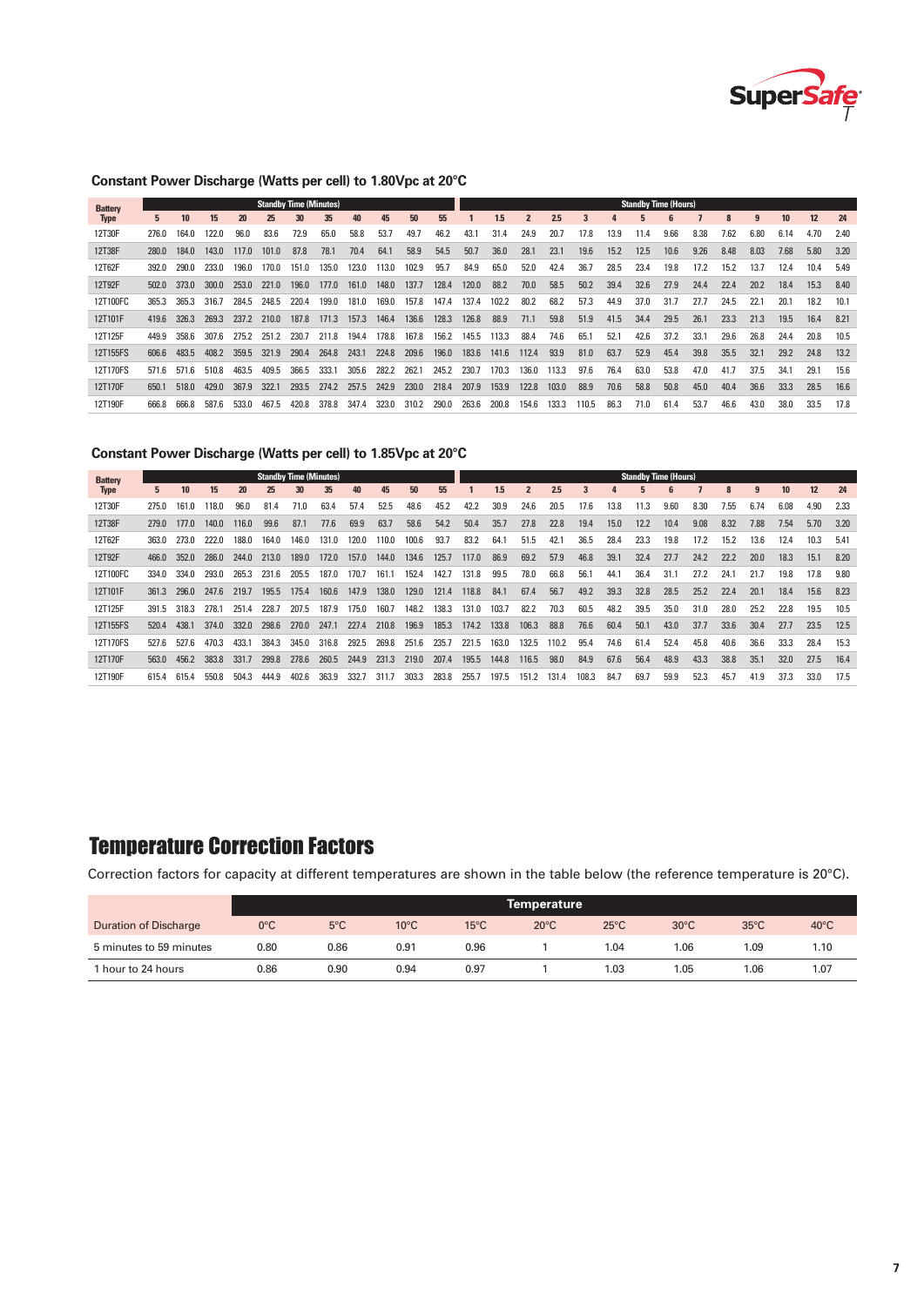### Constant Power Discharge (Watts per cell) to 1.80Vpc at 20°C

| Battery Type | Standby Time (Minutes) | | | | | | | | | | | Standby Time (Hours) | | | | | | | | | | | | | | |
|---|---|---|---|---|---|---|---|---|---|---|---|---|---|---|---|---|---|---|---|---|---|---|---|---|---|---|
| | 5 | 10 | 15 | 20 | 25 | 30 | 35 | 40 | 45 | 50 | 55 | 1 | 1.5 | 2 | 2.5 | 3 | 4 | 5 | 6 | 7 | 8 | 9 | 10 | 12 | 24 |
| 12T30F | 276.0 | 164.0 | 122.0 | 96.0 | 83.6 | 72.9 | 65.0 | 58.8 | 53.7 | 49.7 | 46.2 | 43.1 | 31.4 | 24.9 | 20.7 | 17.8 | 13.9 | 11.4 | 9.66 | 8.38 | 7.62 | 6.80 | 6.14 | 4.70 | 2.40 |
| 12T38F | 280.0 | 184.0 | 143.0 | 117.0 | 101.0 | 87.8 | 78.1 | 70.4 | 64.1 | 58.9 | 54.5 | 50.7 | 36.0 | 28.1 | 23.1 | 19.6 | 15.2 | 12.5 | 10.6 | 9.26 | 8.48 | 8.03 | 7.68 | 5.80 | 3.20 |
| 12T62F | 392.0 | 290.0 | 233.0 | 196.0 | 170.0 | 151.0 | 135.0 | 123.0 | 113.0 | 102.9 | 95.7 | 84.9 | 65.0 | 52.0 | 42.4 | 36.7 | 28.5 | 23.4 | 19.8 | 17.2 | 15.2 | 13.7 | 12.4 | 10.4 | 5.49 |
| 12T92F | 502.0 | 373.0 | 300.0 | 253.0 | 221.0 | 196.0 | 177.0 | 161.0 | 148.0 | 137.7 | 128.4 | 120.0 | 88.2 | 70.0 | 58.5 | 50.2 | 39.4 | 32.6 | 27.9 | 24.4 | 22.4 | 20.2 | 18.4 | 15.3 | 8.40 |
| 12T100FC | 365.3 | 365.3 | 316.7 | 284.5 | 248.5 | 220.4 | 199.0 | 181.0 | 169.0 | 157.8 | 147.4 | 137.4 | 102.2 | 80.2 | 68.2 | 57.3 | 44.9 | 37.0 | 31.7 | 27.7 | 24.5 | 22.1 | 20.1 | 18.2 | 10.1 |
| 12T101F | 419.6 | 326.3 | 269.3 | 237.2 | 210.0 | 187.8 | 171.3 | 157.3 | 146.4 | 136.6 | 128.3 | 126.8 | 88.9 | 71.1 | 59.8 | 51.9 | 41.5 | 34.4 | 29.5 | 26.1 | 23.3 | 21.3 | 19.5 | 16.4 | 8.21 |
| 12T125F | 449.9 | 358.6 | 307.6 | 275.2 | 251.2 | 230.7 | 211.8 | 194.4 | 178.8 | 167.8 | 156.2 | 145.5 | 113.3 | 88.4 | 74.6 | 65.1 | 52.1 | 42.6 | 37.2 | 33.1 | 29.6 | 26.8 | 24.4 | 20.8 | 10.5 |
| 12T155FS | 606.6 | 483.5 | 408.2 | 359.5 | 321.9 | 290.4 | 264.8 | 243.1 | 224.8 | 209.6 | 196.0 | 183.6 | 141.6 | 112.4 | 93.9 | 81.0 | 63.7 | 52.9 | 45.4 | 39.8 | 35.5 | 32.1 | 29.2 | 24.8 | 13.2 |
| 12T170FS | 571.6 | 571.6 | 510.8 | 463.5 | 409.5 | 366.5 | 333.1 | 305.6 | 282.2 | 262.1 | 245.2 | 230.7 | 170.3 | 136.0 | 113.3 | 97.6 | 76.4 | 63.0 | 53.8 | 47.0 | 41.7 | 37.5 | 34.1 | 29.1 | 15.6 |
| 12T170F | 650.1 | 518.0 | 429.0 | 367.9 | 322.1 | 293.5 | 274.2 | 257.5 | 242.9 | 230.0 | 218.4 | 207.9 | 153.9 | 122.8 | 103.0 | 88.9 | 70.6 | 58.8 | 50.8 | 45.0 | 40.4 | 36.6 | 33.3 | 28.5 | 16.6 |
| 12T190F | 666.8 | 666.8 | 587.6 | 533.0 | 467.5 | 420.8 | 378.8 | 347.4 | 323.0 | 310.2 | 290.0 | 263.6 | 200.8 | 154.6 | 133.3 | 110.5 | 86.3 | 71.0 | 61.4 | 53.7 | 46.6 | 43.0 | 38.0 | 33.5 | 17.8 |

### Constant Power Discharge (Watts per cell) to 1.85Vpc at 20°C

| Battery Type | Standby Time (Minutes) | | | | | | | | | | | Standby Time (Hours) | | | | | | | | | | | | | | |
|---|---|---|---|---|---|---|---|---|---|---|---|---|---|---|---|---|---|---|---|---|---|---|---|---|---|---|
| | 5 | 10 | 15 | 20 | 25 | 30 | 35 | 40 | 45 | 50 | 55 | 1 | 1.5 | 2 | 2.5 | 3 | 4 | 5 | 6 | 7 | 8 | 9 | 10 | 12 | 24 |
| 12T30F | 275.0 | 161.0 | 118.0 | 96.0 | 81.4 | 71.0 | 63.4 | 57.4 | 52.5 | 48.6 | 45.2 | 42.2 | 30.9 | 24.6 | 20.5 | 17.6 | 13.8 | 11.3 | 9.60 | 8.30 | 7.55 | 6.74 | 6.08 | 4.90 | 2.33 |
| 12T38F | 279.0 | 177.0 | 140.0 | 116.0 | 99.6 | 87.1 | 77.6 | 69.9 | 63.7 | 58.6 | 54.2 | 50.4 | 35.7 | 27.8 | 22.8 | 19.4 | 15.0 | 12.2 | 10.4 | 9.08 | 8.32 | 7.88 | 7.54 | 5.70 | 3.20 |
| 12T62F | 363.0 | 273.0 | 222.0 | 188.0 | 164.0 | 146.0 | 131.0 | 120.0 | 110.0 | 100.6 | 93.7 | 83.2 | 64.1 | 51.5 | 42.1 | 36.5 | 28.4 | 23.3 | 19.8 | 17.2 | 15.2 | 13.6 | 12.4 | 10.3 | 5.41 |
| 12T92F | 466.0 | 352.0 | 286.0 | 244.0 | 213.0 | 189.0 | 172.0 | 157.0 | 144.0 | 134.6 | 125.7 | 117.0 | 86.9 | 69.2 | 57.9 | 46.8 | 39.1 | 32.4 | 27.7 | 24.2 | 22.2 | 20.0 | 18.3 | 15.1 | 8.20 |
| 12T100FC | 334.0 | 334.0 | 293.0 | 265.3 | 231.6 | 205.5 | 187.0 | 170.7 | 161.1 | 152.4 | 142.7 | 131.8 | 99.5 | 78.0 | 66.8 | 56.1 | 44.1 | 36.4 | 31.1 | 27.2 | 24.1 | 21.7 | 19.8 | 17.8 | 9.80 |
| 12T101F | 361.3 | 296.0 | 247.6 | 219.7 | 195.5 | 175.4 | 160.6 | 147.9 | 138.0 | 129.0 | 121.4 | 118.8 | 84.1 | 67.4 | 56.7 | 49.2 | 39.3 | 32.8 | 28.5 | 25.2 | 22.4 | 20.1 | 18.4 | 15.6 | 8.23 |
| 12T125F | 391.5 | 318.3 | 278.1 | 251.4 | 228.7 | 207.5 | 187.9 | 175.0 | 160.7 | 148.2 | 138.3 | 131.0 | 103.7 | 82.2 | 70.3 | 60.5 | 48.2 | 39.5 | 35.0 | 31.0 | 28.0 | 25.2 | 22.8 | 19.5 | 10.5 |
| 12T155FS | 520.4 | 438.1 | 374.0 | 332.0 | 298.6 | 270.0 | 247.1 | 227.4 | 210.8 | 196.9 | 185.3 | 174.2 | 133.8 | 106.3 | 88.8 | 76.6 | 60.4 | 50.1 | 43.0 | 37.7 | 33.6 | 30.4 | 27.7 | 23.5 | 12.5 |
| 12T170FS | 527.6 | 527.6 | 470.3 | 433.1 | 384.3 | 345.0 | 316.8 | 292.5 | 269.8 | 251.6 | 235.7 | 221.5 | 163.0 | 132.5 | 110.2 | 95.4 | 74.6 | 61.4 | 52.4 | 45.8 | 40.6 | 36.6 | 33.3 | 28.4 | 15.3 |
| 12T170F | 563.0 | 456.2 | 383.8 | 331.7 | 299.8 | 278.6 | 260.5 | 244.9 | 231.3 | 219.0 | 207.4 | 195.5 | 144.8 | 116.5 | 98.0 | 84.9 | 67.6 | 56.4 | 48.9 | 43.3 | 38.8 | 35.1 | 32.0 | 27.5 | 16.4 |
| 12T190F | 615.4 | 615.4 | 550.8 | 504.3 | 444.9 | 402.6 | 363.9 | 332.7 | 311.7 | 303.3 | 283.8 | 255.7 | 197.5 | 151.2 | 131.4 | 108.3 | 84.7 | 69.7 | 59.9 | 52.3 | 45.7 | 41.9 | 37.3 | 33.0 | 17.5 |

## Temperature Correction Factors

Correction factors for capacity at different temperatures are shown in the table below (the reference temperature is 20°C).

| | Temperature | | | | | | | | |
|---|---|---|---|---|---|---|---|---|---|
| Duration of Discharge | 0°C | 5°C | 10°C | 15°C | 20°C | 25°C | 30°C | 35°C | 40°C |
| 5 minutes to 59 minutes | 0.80 | 0.86 | 0.91 | 0.96 | 1 | 1.04 | 1.06 | 1.09 | 1.10 |
| 1 hour to 24 hours | 0.86 | 0.90 | 0.94 | 0.97 | 1 | 1.03 | 1.05 | 1.06 | 1.07 |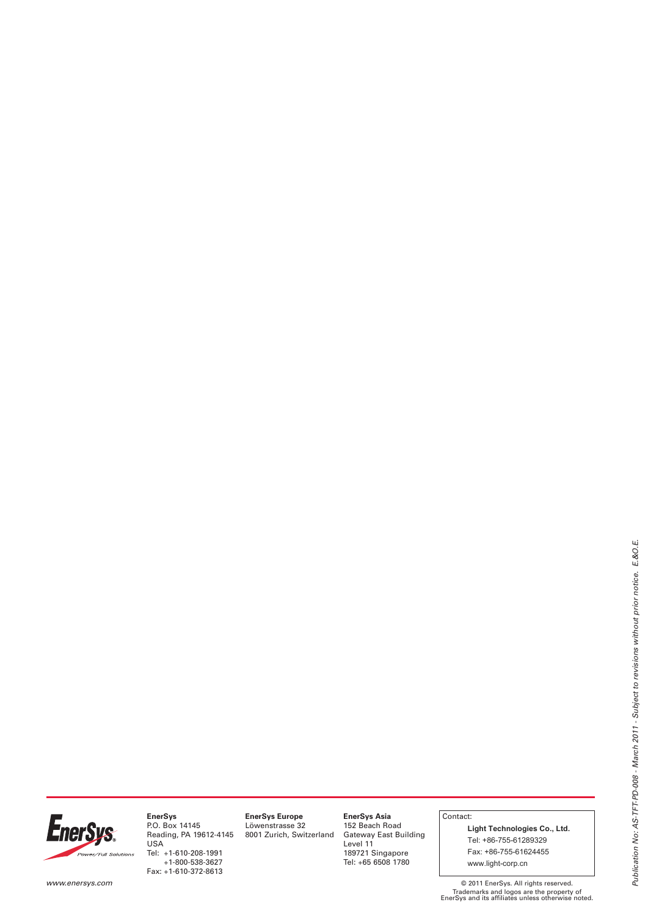EnerSys
Power/Full Solutions

www.enersys.com

**EnerSys**
P.O. Box 14145
Reading, PA 19612-4145
USA
Tel: +1-610-208-1991
+1-800-538-3627
Fax: +1-610-372-8613

**EnerSys Europe**
Löwenstrasse 32
8001 Zurich, Switzerland

**EnerSys Asia**
152 Beach Road
Gateway East Building
Level 11
189721 Singapore
Tel: +65 6508 1780

Contact:

**Light Technologies Co., Ltd.**
Tel: +86-755-61289329
Fax: +86-755-61624455
www.light-corp.cn

© 2011 EnerSys. All rights reserved.
Trademarks and logos are the property of EnerSys and its affiliates unless otherwise noted.

*Publication No: AS-TFT-PD-008 - March 2011 - Subject to revisions without prior notice. E.&O.E.*